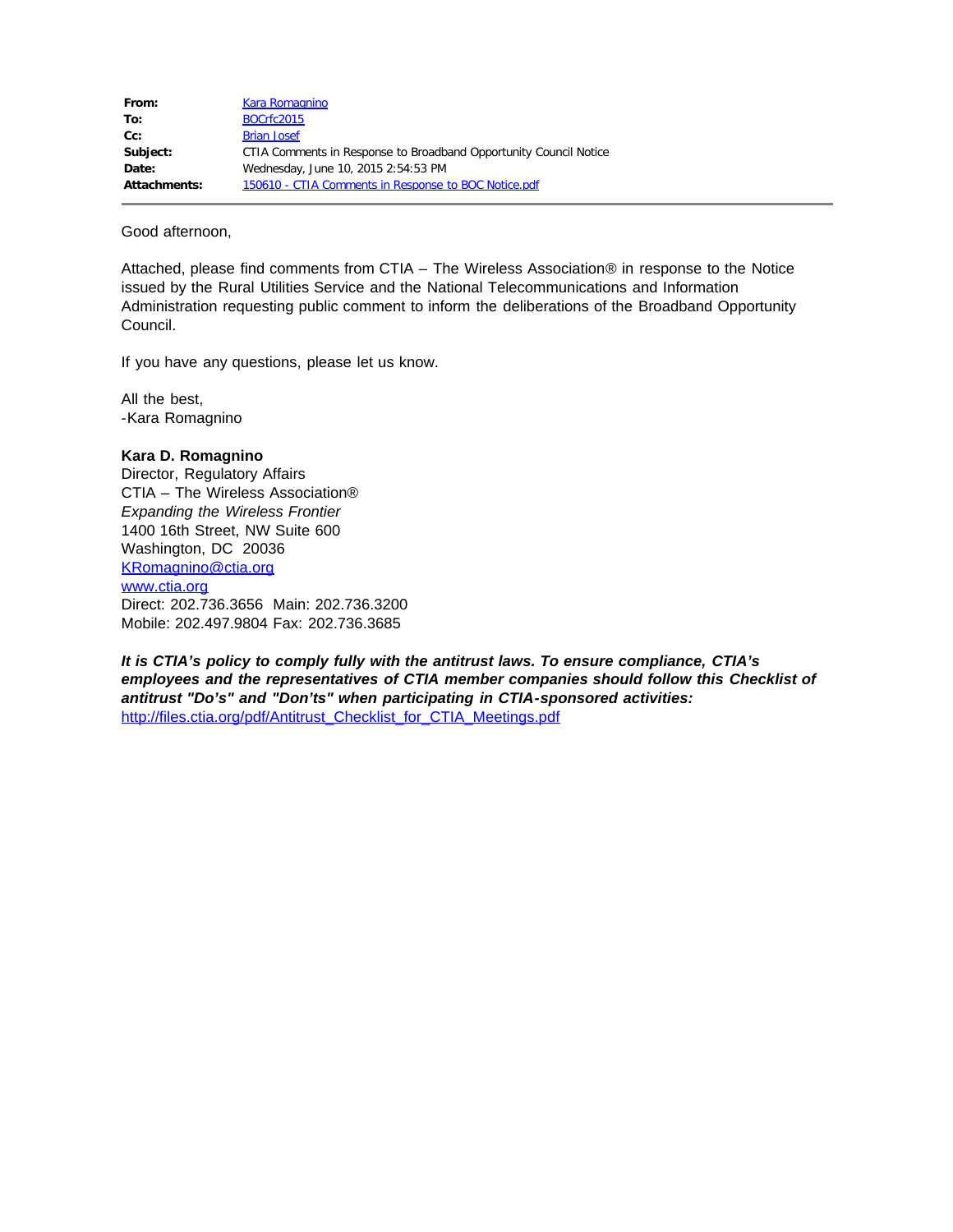| | |
|---|---|
| **From:** | Kara Romagnino |
| **To:** | BOCrfc2015 |
| **Cc:** | Brian Josef |
| **Subject:** | CTIA Comments in Response to Broadband Opportunity Council Notice |
| **Date:** | Wednesday, June 10, 2015 2:54:53 PM |
| **Attachments:** | 150610 - CTIA Comments in Response to BOC Notice.pdf |

Good afternoon,

Attached, please find comments from CTIA – The Wireless Association® in response to the Notice issued by the Rural Utilities Service and the National Telecommunications and Information Administration requesting public comment to inform the deliberations of the Broadband Opportunity Council.

If you have any questions, please let us know.

All the best,
-Kara Romagnino

**Kara D. Romagnino**
Director, Regulatory Affairs
CTIA – The Wireless Association®
*Expanding the Wireless Frontier*
1400 16th Street, NW Suite 600
Washington, DC 20036
KRomagnino@ctia.org
www.ctia.org
Direct: 202.736.3656 Main: 202.736.3200
Mobile: 202.497.9804 Fax: 202.736.3685

***It is CTIA's policy to comply fully with the antitrust laws. To ensure compliance, CTIA's employees and the representatives of CTIA member companies should follow this Checklist of antitrust "Do's" and "Don'ts" when participating in CTIA-sponsored activities:***
http://files.ctia.org/pdf/Antitrust_Checklist_for_CTIA_Meetings.pdf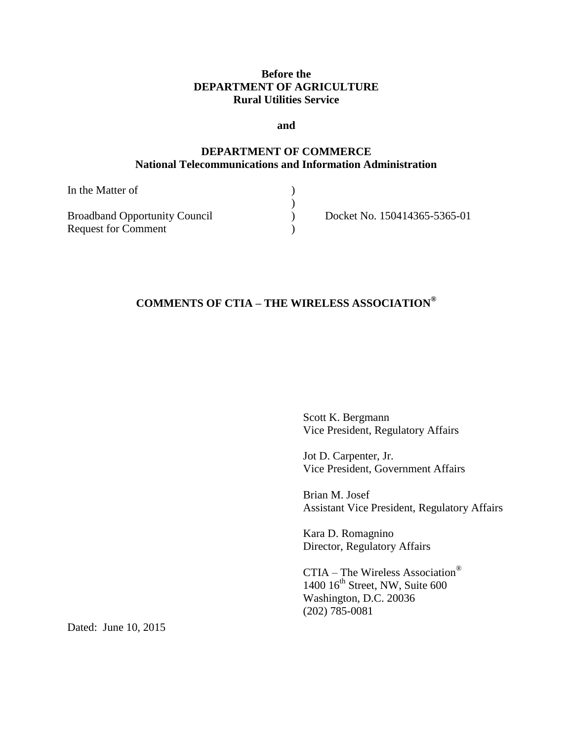**Before the**
**DEPARTMENT OF AGRICULTURE**
**Rural Utilities Service**

**and**

**DEPARTMENT OF COMMERCE**
**National Telecommunications and Information Administration**

| | | |
|---|---|---|
| In the Matter of | ) | |
| | ) | |
| Broadband Opportunity Council | ) | Docket No. 150414365-5365-01 |
| Request for Comment | ) | |

**COMMENTS OF CTIA – THE WIRELESS ASSOCIATION®**

Scott K. Bergmann
Vice President, Regulatory Affairs

Jot D. Carpenter, Jr.
Vice President, Government Affairs

Brian M. Josef
Assistant Vice President, Regulatory Affairs

Kara D. Romagnino
Director, Regulatory Affairs

CTIA – The Wireless Association®
1400 16th Street, NW, Suite 600
Washington, D.C. 20036
(202) 785-0081

Dated: June 10, 2015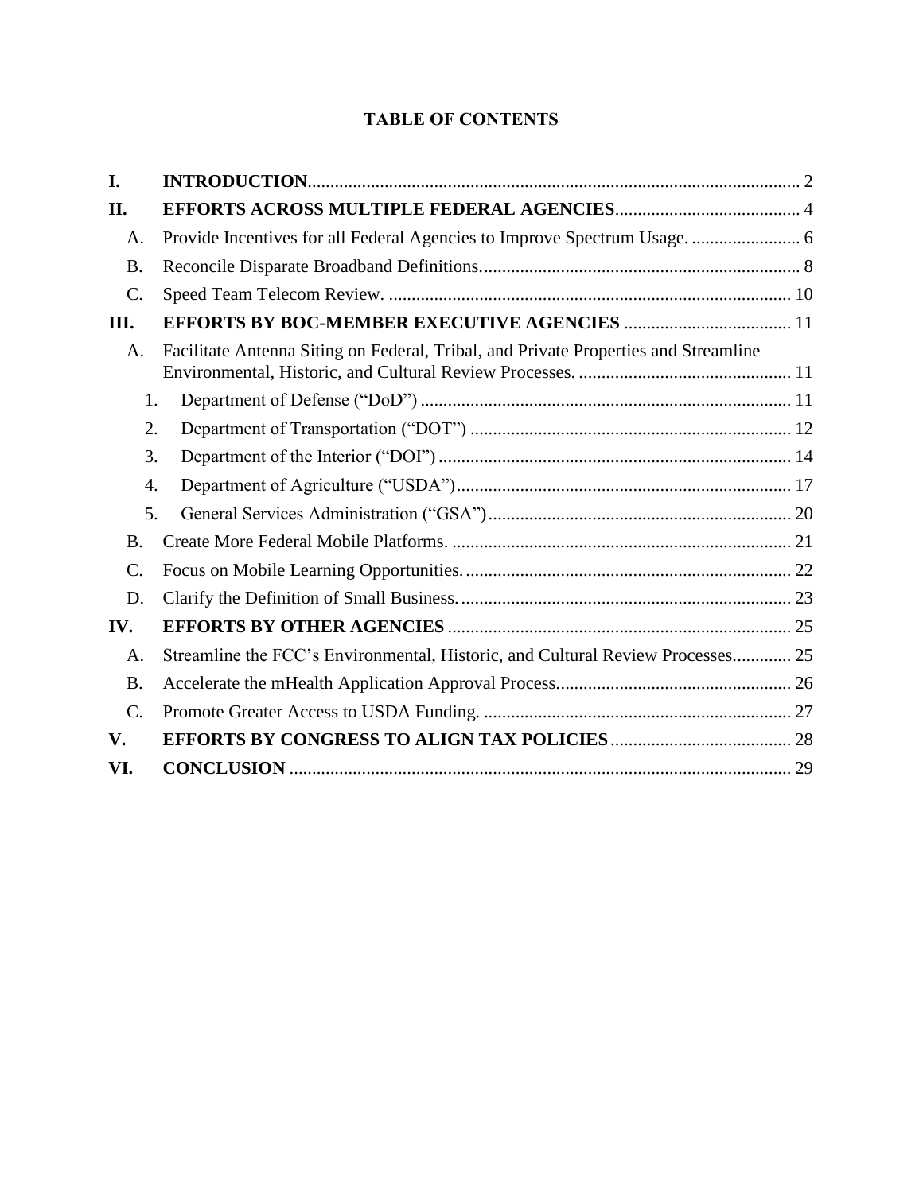# TABLE OF CONTENTS

| | | |
|---|---|---|
| **I.** | **INTRODUCTION** | 2 |
| **II.** | **EFFORTS ACROSS MULTIPLE FEDERAL AGENCIES** | 4 |
| A. | Provide Incentives for all Federal Agencies to Improve Spectrum Usage. | 6 |
| B. | Reconcile Disparate Broadband Definitions. | 8 |
| C. | Speed Team Telecom Review. | 10 |
| **III.** | **EFFORTS BY BOC-MEMBER EXECUTIVE AGENCIES** | 11 |
| A. | Facilitate Antenna Siting on Federal, Tribal, and Private Properties and Streamline Environmental, Historic, and Cultural Review Processes. | 11 |
| 1. | Department of Defense ("DoD") | 11 |
| 2. | Department of Transportation ("DOT") | 12 |
| 3. | Department of the Interior ("DOI") | 14 |
| 4. | Department of Agriculture ("USDA") | 17 |
| 5. | General Services Administration ("GSA") | 20 |
| B. | Create More Federal Mobile Platforms. | 21 |
| C. | Focus on Mobile Learning Opportunities. | 22 |
| D. | Clarify the Definition of Small Business. | 23 |
| **IV.** | **EFFORTS BY OTHER AGENCIES** | 25 |
| A. | Streamline the FCC's Environmental, Historic, and Cultural Review Processes. | 25 |
| B. | Accelerate the mHealth Application Approval Process. | 26 |
| C. | Promote Greater Access to USDA Funding. | 27 |
| **V.** | **EFFORTS BY CONGRESS TO ALIGN TAX POLICIES** | 28 |
| **VI.** | **CONCLUSION** | 29 |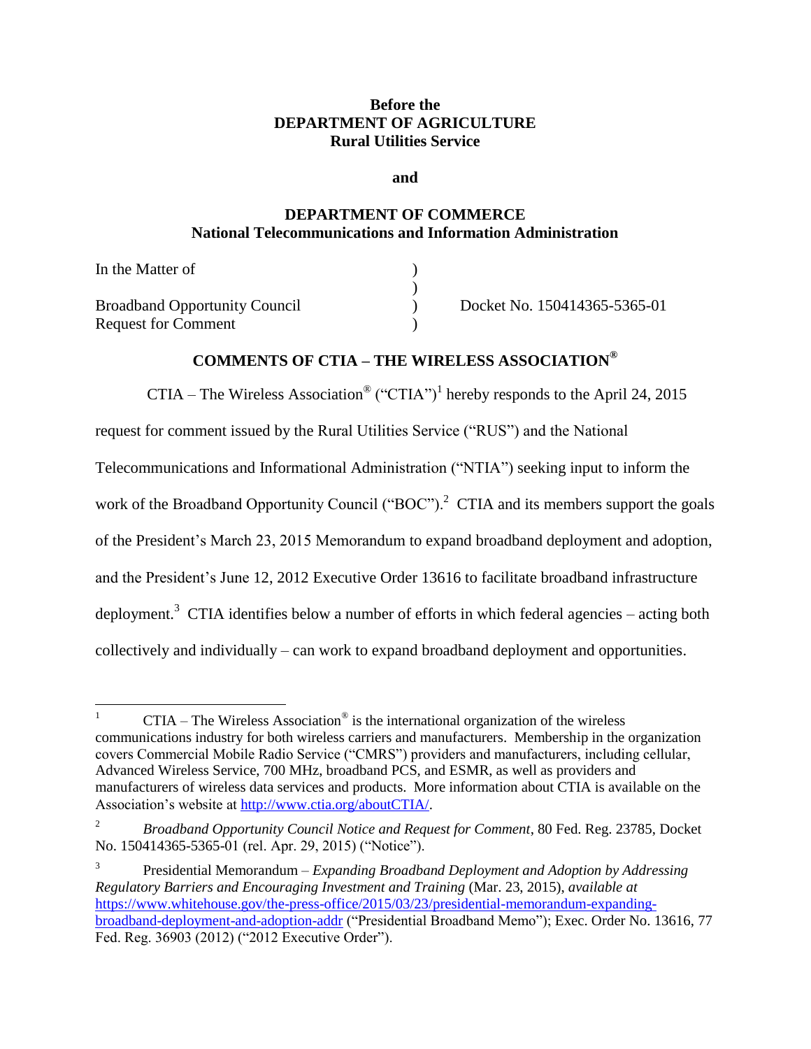**Before the**
**DEPARTMENT OF AGRICULTURE**
**Rural Utilities Service**

**and**

**DEPARTMENT OF COMMERCE**
**National Telecommunications and Information Administration**

| | | |
|---|---|---|
| In the Matter of | ) | |
| | ) | |
| Broadband Opportunity Council | ) | Docket No. 150414365-5365-01 |
| Request for Comment | ) | |

**COMMENTS OF CTIA – THE WIRELESS ASSOCIATION®**

CTIA – The Wireless Association® ("CTIA")[1] hereby responds to the April 24, 2015 request for comment issued by the Rural Utilities Service ("RUS") and the National Telecommunications and Informational Administration ("NTIA") seeking input to inform the work of the Broadband Opportunity Council ("BOC").[2] CTIA and its members support the goals of the President's March 23, 2015 Memorandum to expand broadband deployment and adoption, and the President's June 12, 2012 Executive Order 13616 to facilitate broadband infrastructure deployment.[3] CTIA identifies below a number of efforts in which federal agencies – acting both collectively and individually – can work to expand broadband deployment and opportunities.

---

[1] CTIA – The Wireless Association® is the international organization of the wireless communications industry for both wireless carriers and manufacturers. Membership in the organization covers Commercial Mobile Radio Service ("CMRS") providers and manufacturers, including cellular, Advanced Wireless Service, 700 MHz, broadband PCS, and ESMR, as well as providers and manufacturers of wireless data services and products. More information about CTIA is available on the Association's website at http://www.ctia.org/aboutCTIA/.

[2] *Broadband Opportunity Council Notice and Request for Comment*, 80 Fed. Reg. 23785, Docket No. 150414365-5365-01 (rel. Apr. 29, 2015) ("Notice").

[3] Presidential Memorandum – *Expanding Broadband Deployment and Adoption by Addressing Regulatory Barriers and Encouraging Investment and Training* (Mar. 23, 2015), *available at* https://www.whitehouse.gov/the-press-office/2015/03/23/presidential-memorandum-expanding-broadband-deployment-and-adoption-addr ("Presidential Broadband Memo"); Exec. Order No. 13616, 77 Fed. Reg. 36903 (2012) ("2012 Executive Order").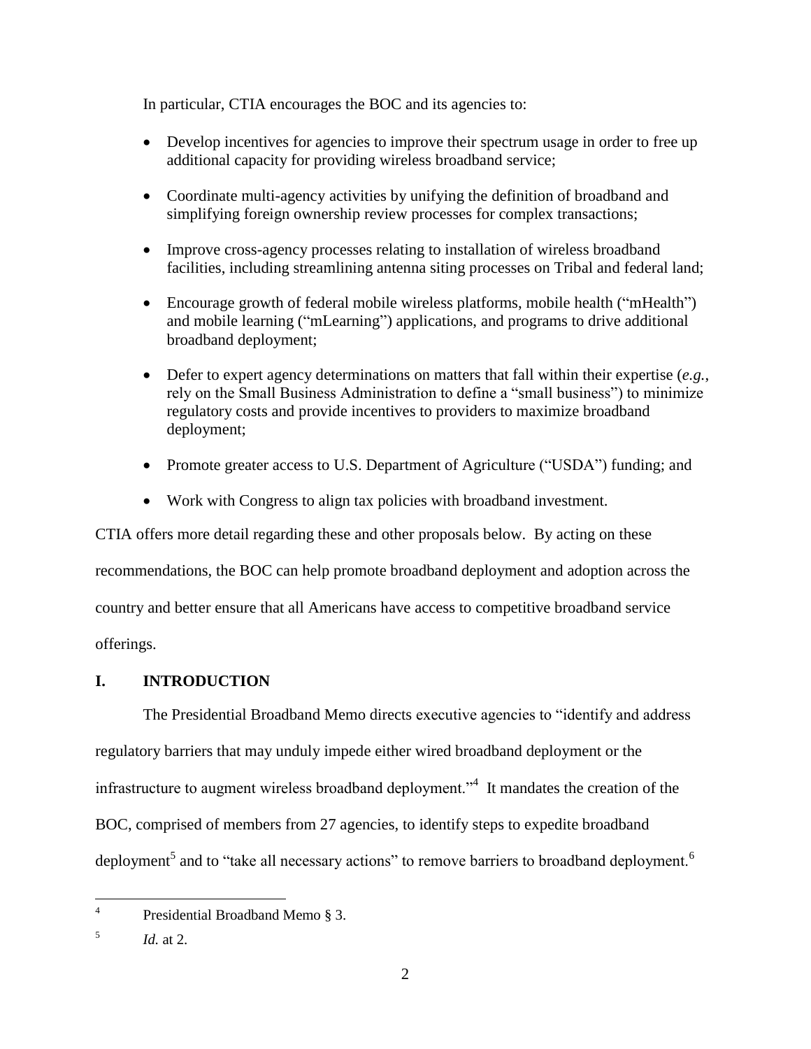In particular, CTIA encourages the BOC and its agencies to:

- Develop incentives for agencies to improve their spectrum usage in order to free up additional capacity for providing wireless broadband service;
- Coordinate multi-agency activities by unifying the definition of broadband and simplifying foreign ownership review processes for complex transactions;
- Improve cross-agency processes relating to installation of wireless broadband facilities, including streamlining antenna siting processes on Tribal and federal land;
- Encourage growth of federal mobile wireless platforms, mobile health ("mHealth") and mobile learning ("mLearning") applications, and programs to drive additional broadband deployment;
- Defer to expert agency determinations on matters that fall within their expertise (*e.g.*, rely on the Small Business Administration to define a "small business") to minimize regulatory costs and provide incentives to providers to maximize broadband deployment;
- Promote greater access to U.S. Department of Agriculture ("USDA") funding; and
- Work with Congress to align tax policies with broadband investment.

CTIA offers more detail regarding these and other proposals below. By acting on these recommendations, the BOC can help promote broadband deployment and adoption across the country and better ensure that all Americans have access to competitive broadband service offerings.

## I. INTRODUCTION

The Presidential Broadband Memo directs executive agencies to "identify and address regulatory barriers that may unduly impede either wired broadband deployment or the infrastructure to augment wireless broadband deployment."[4] It mandates the creation of the BOC, comprised of members from 27 agencies, to identify steps to expedite broadband deployment[5] and to "take all necessary actions" to remove barriers to broadband deployment.[6]

---

[4] Presidential Broadband Memo § 3.

[5] *Id.* at 2.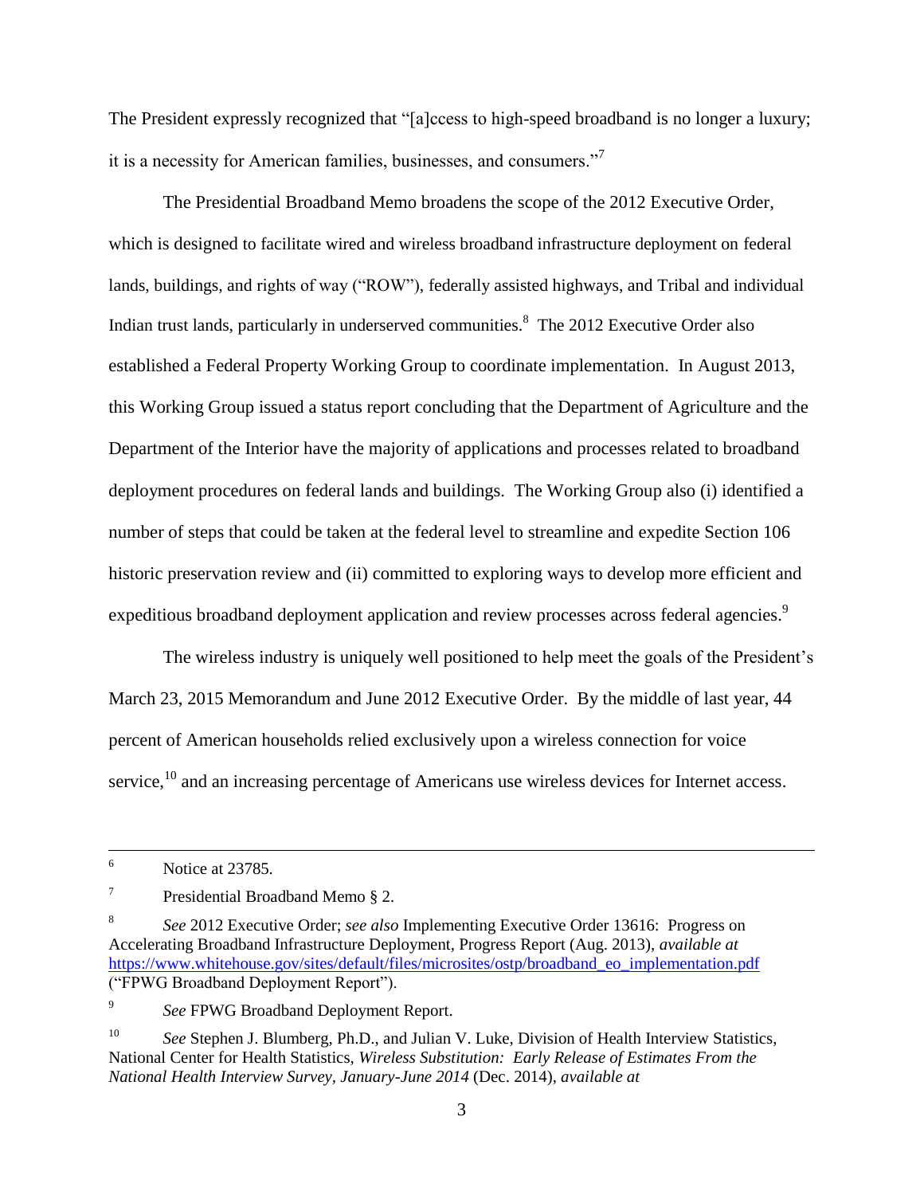The President expressly recognized that "[a]ccess to high-speed broadband is no longer a luxury; it is a necessity for American families, businesses, and consumers."[7]

The Presidential Broadband Memo broadens the scope of the 2012 Executive Order, which is designed to facilitate wired and wireless broadband infrastructure deployment on federal lands, buildings, and rights of way ("ROW"), federally assisted highways, and Tribal and individual Indian trust lands, particularly in underserved communities.[8] The 2012 Executive Order also established a Federal Property Working Group to coordinate implementation. In August 2013, this Working Group issued a status report concluding that the Department of Agriculture and the Department of the Interior have the majority of applications and processes related to broadband deployment procedures on federal lands and buildings. The Working Group also (i) identified a number of steps that could be taken at the federal level to streamline and expedite Section 106 historic preservation review and (ii) committed to exploring ways to develop more efficient and expeditious broadband deployment application and review processes across federal agencies.[9]

The wireless industry is uniquely well positioned to help meet the goals of the President's March 23, 2015 Memorandum and June 2012 Executive Order. By the middle of last year, 44 percent of American households relied exclusively upon a wireless connection for voice service,[10] and an increasing percentage of Americans use wireless devices for Internet access.

---

[6] Notice at 23785.

[7] Presidential Broadband Memo § 2.

[8] *See* 2012 Executive Order; *see also* Implementing Executive Order 13616: Progress on Accelerating Broadband Infrastructure Deployment, Progress Report (Aug. 2013), *available at* https://www.whitehouse.gov/sites/default/files/microsites/ostp/broadband_eo_implementation.pdf ("FPWG Broadband Deployment Report").

[9] *See* FPWG Broadband Deployment Report.

[10] *See* Stephen J. Blumberg, Ph.D., and Julian V. Luke, Division of Health Interview Statistics, National Center for Health Statistics, *Wireless Substitution: Early Release of Estimates From the National Health Interview Survey, January-June 2014* (Dec. 2014), *available at*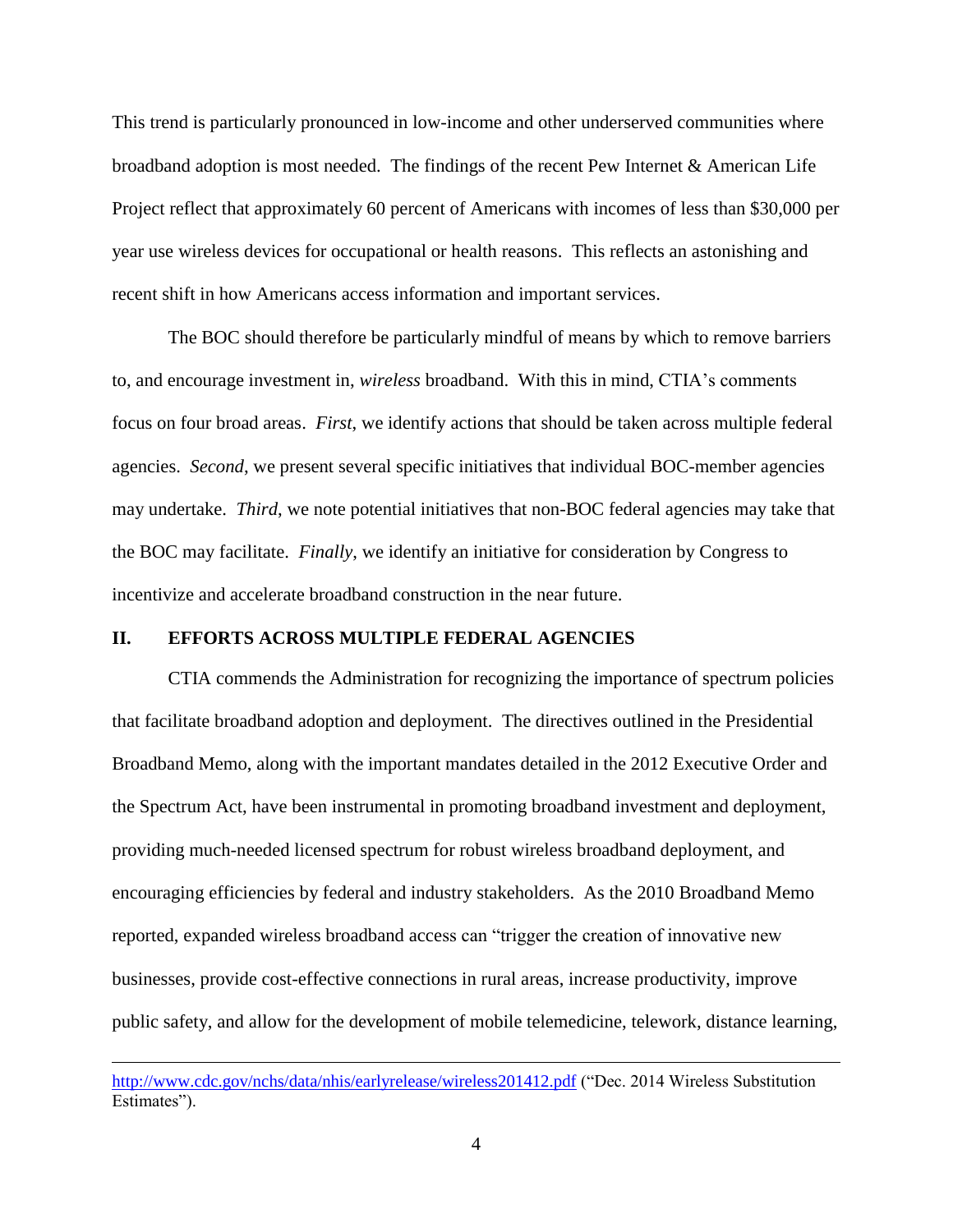This trend is particularly pronounced in low-income and other underserved communities where broadband adoption is most needed. The findings of the recent Pew Internet & American Life Project reflect that approximately 60 percent of Americans with incomes of less than $30,000 per year use wireless devices for occupational or health reasons. This reflects an astonishing and recent shift in how Americans access information and important services.

The BOC should therefore be particularly mindful of means by which to remove barriers to, and encourage investment in, *wireless* broadband. With this in mind, CTIA's comments focus on four broad areas. *First*, we identify actions that should be taken across multiple federal agencies. *Second*, we present several specific initiatives that individual BOC-member agencies may undertake. *Third*, we note potential initiatives that non-BOC federal agencies may take that the BOC may facilitate. *Finally*, we identify an initiative for consideration by Congress to incentivize and accelerate broadband construction in the near future.

## II. EFFORTS ACROSS MULTIPLE FEDERAL AGENCIES

CTIA commends the Administration for recognizing the importance of spectrum policies that facilitate broadband adoption and deployment. The directives outlined in the Presidential Broadband Memo, along with the important mandates detailed in the 2012 Executive Order and the Spectrum Act, have been instrumental in promoting broadband investment and deployment, providing much-needed licensed spectrum for robust wireless broadband deployment, and encouraging efficiencies by federal and industry stakeholders. As the 2010 Broadband Memo reported, expanded wireless broadband access can "trigger the creation of innovative new businesses, provide cost-effective connections in rural areas, increase productivity, improve public safety, and allow for the development of mobile telemedicine, telework, distance learning,

---

http://www.cdc.gov/nchs/data/nhis/earlyrelease/wireless201412.pdf ("Dec. 2014 Wireless Substitution Estimates").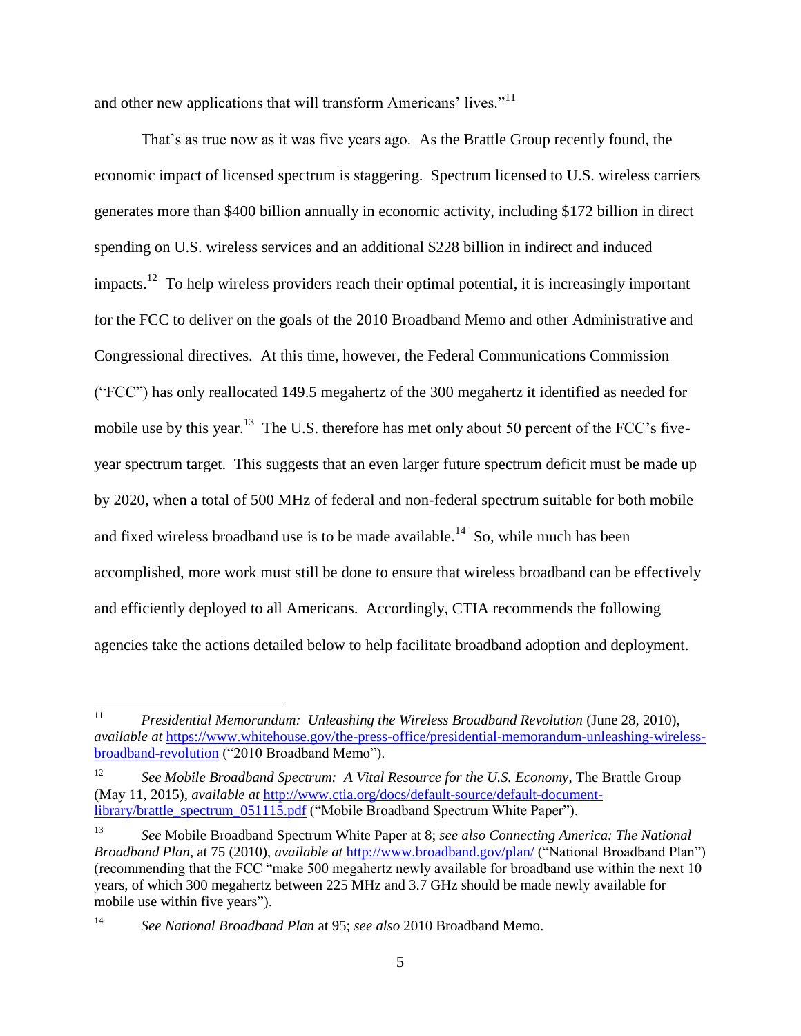and other new applications that will transform Americans' lives."[11]

That's as true now as it was five years ago. As the Brattle Group recently found, the economic impact of licensed spectrum is staggering. Spectrum licensed to U.S. wireless carriers generates more than $400 billion annually in economic activity, including $172 billion in direct spending on U.S. wireless services and an additional $228 billion in indirect and induced impacts.[12] To help wireless providers reach their optimal potential, it is increasingly important for the FCC to deliver on the goals of the 2010 Broadband Memo and other Administrative and Congressional directives. At this time, however, the Federal Communications Commission ("FCC") has only reallocated 149.5 megahertz of the 300 megahertz it identified as needed for mobile use by this year.[13] The U.S. therefore has met only about 50 percent of the FCC's five-year spectrum target. This suggests that an even larger future spectrum deficit must be made up by 2020, when a total of 500 MHz of federal and non-federal spectrum suitable for both mobile and fixed wireless broadband use is to be made available.[14] So, while much has been accomplished, more work must still be done to ensure that wireless broadband can be effectively and efficiently deployed to all Americans. Accordingly, CTIA recommends the following agencies take the actions detailed below to help facilitate broadband adoption and deployment.

---

[11] *Presidential Memorandum: Unleashing the Wireless Broadband Revolution* (June 28, 2010), *available at* https://www.whitehouse.gov/the-press-office/presidential-memorandum-unleashing-wireless-broadband-revolution ("2010 Broadband Memo").

[12] *See Mobile Broadband Spectrum: A Vital Resource for the U.S. Economy*, The Brattle Group (May 11, 2015), *available at* http://www.ctia.org/docs/default-source/default-document-library/brattle_spectrum_051115.pdf ("Mobile Broadband Spectrum White Paper").

[13] *See* Mobile Broadband Spectrum White Paper at 8; *see also Connecting America: The National Broadband Plan*, at 75 (2010), *available at* http://www.broadband.gov/plan/ ("National Broadband Plan") (recommending that the FCC "make 500 megahertz newly available for broadband use within the next 10 years, of which 300 megahertz between 225 MHz and 3.7 GHz should be made newly available for mobile use within five years").

[14] *See National Broadband Plan* at 95; *see also* 2010 Broadband Memo.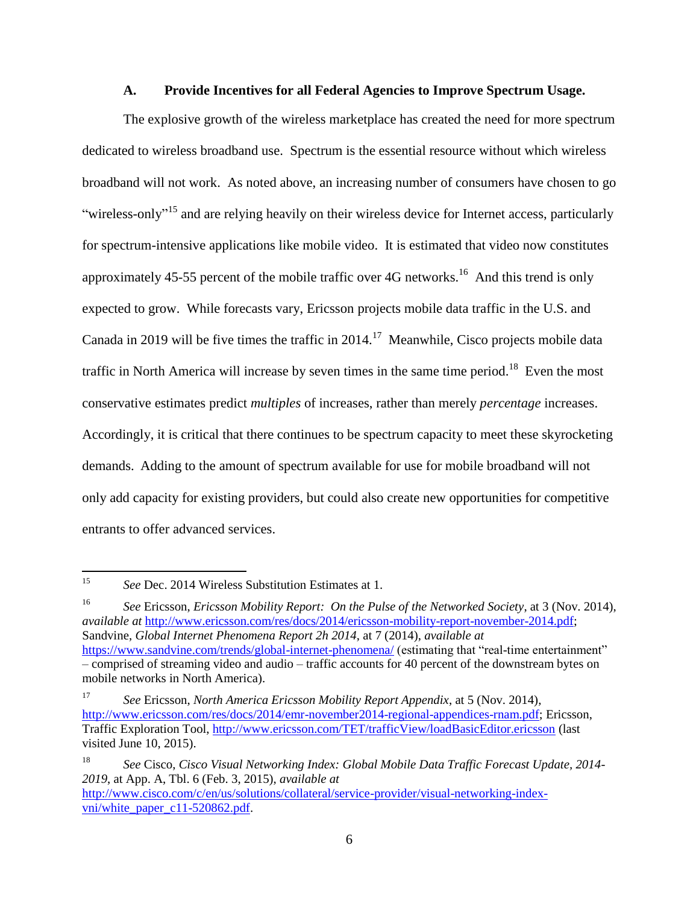### A. Provide Incentives for all Federal Agencies to Improve Spectrum Usage.

The explosive growth of the wireless marketplace has created the need for more spectrum dedicated to wireless broadband use. Spectrum is the essential resource without which wireless broadband will not work. As noted above, an increasing number of consumers have chosen to go "wireless-only"[15] and are relying heavily on their wireless device for Internet access, particularly for spectrum-intensive applications like mobile video. It is estimated that video now constitutes approximately 45-55 percent of the mobile traffic over 4G networks.[16] And this trend is only expected to grow. While forecasts vary, Ericsson projects mobile data traffic in the U.S. and Canada in 2019 will be five times the traffic in 2014.[17] Meanwhile, Cisco projects mobile data traffic in North America will increase by seven times in the same time period.[18] Even the most conservative estimates predict *multiples* of increases, rather than merely *percentage* increases. Accordingly, it is critical that there continues to be spectrum capacity to meet these skyrocketing demands. Adding to the amount of spectrum available for use for mobile broadband will not only add capacity for existing providers, but could also create new opportunities for competitive entrants to offer advanced services.

---

[15] *See* Dec. 2014 Wireless Substitution Estimates at 1.

[16] *See* Ericsson, *Ericsson Mobility Report: On the Pulse of the Networked Society*, at 3 (Nov. 2014), *available at* http://www.ericsson.com/res/docs/2014/ericsson-mobility-report-november-2014.pdf; Sandvine, *Global Internet Phenomena Report 2h 2014*, at 7 (2014), *available at* https://www.sandvine.com/trends/global-internet-phenomena/ (estimating that "real-time entertainment" – comprised of streaming video and audio – traffic accounts for 40 percent of the downstream bytes on mobile networks in North America).

[17] *See* Ericsson, *North America Ericsson Mobility Report Appendix*, at 5 (Nov. 2014), http://www.ericsson.com/res/docs/2014/emr-november2014-regional-appendices-rnam.pdf; Ericsson, Traffic Exploration Tool, http://www.ericsson.com/TET/trafficView/loadBasicEditor.ericsson (last visited June 10, 2015).

[18] *See* Cisco, *Cisco Visual Networking Index: Global Mobile Data Traffic Forecast Update, 2014-2019*, at App. A, Tbl. 6 (Feb. 3, 2015), *available at* http://www.cisco.com/c/en/us/solutions/collateral/service-provider/visual-networking-index-vni/white_paper_c11-520862.pdf.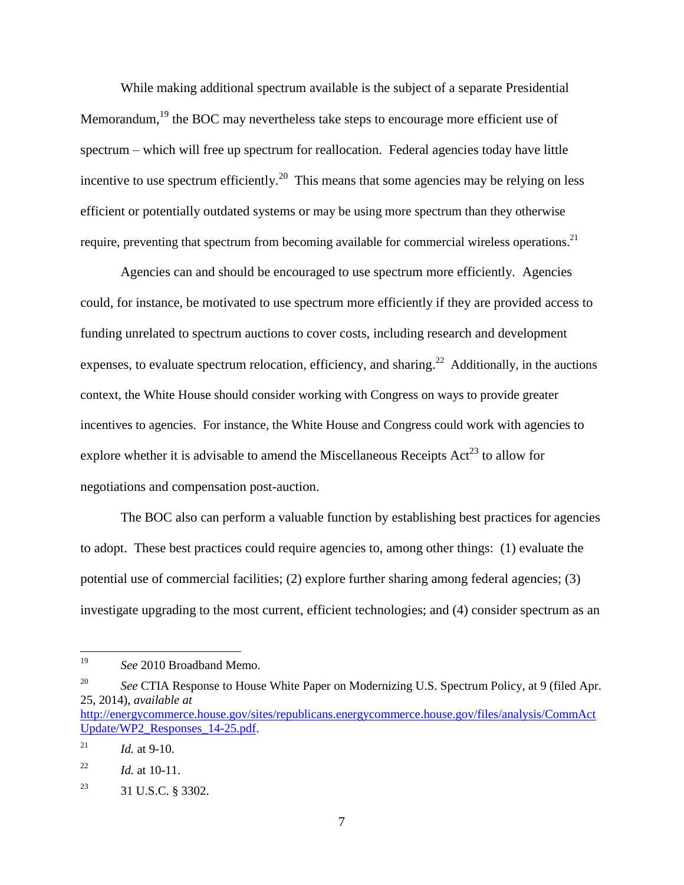While making additional spectrum available is the subject of a separate Presidential Memorandum,[19] the BOC may nevertheless take steps to encourage more efficient use of spectrum – which will free up spectrum for reallocation. Federal agencies today have little incentive to use spectrum efficiently.[20] This means that some agencies may be relying on less efficient or potentially outdated systems or may be using more spectrum than they otherwise require, preventing that spectrum from becoming available for commercial wireless operations.[21]

Agencies can and should be encouraged to use spectrum more efficiently. Agencies could, for instance, be motivated to use spectrum more efficiently if they are provided access to funding unrelated to spectrum auctions to cover costs, including research and development expenses, to evaluate spectrum relocation, efficiency, and sharing.[22] Additionally, in the auctions context, the White House should consider working with Congress on ways to provide greater incentives to agencies. For instance, the White House and Congress could work with agencies to explore whether it is advisable to amend the Miscellaneous Receipts Act[23] to allow for negotiations and compensation post-auction.

The BOC also can perform a valuable function by establishing best practices for agencies to adopt. These best practices could require agencies to, among other things: (1) evaluate the potential use of commercial facilities; (2) explore further sharing among federal agencies; (3) investigate upgrading to the most current, efficient technologies; and (4) consider spectrum as an

---

[19] *See* 2010 Broadband Memo.

[20] *See* CTIA Response to House White Paper on Modernizing U.S. Spectrum Policy, at 9 (filed Apr. 25, 2014), *available at* http://energycommerce.house.gov/sites/republicans.energycommerce.house.gov/files/analysis/CommActUpdate/WP2_Responses_14-25.pdf.

[21] *Id.* at 9-10.

[22] *Id.* at 10-11.

[23] 31 U.S.C. § 3302.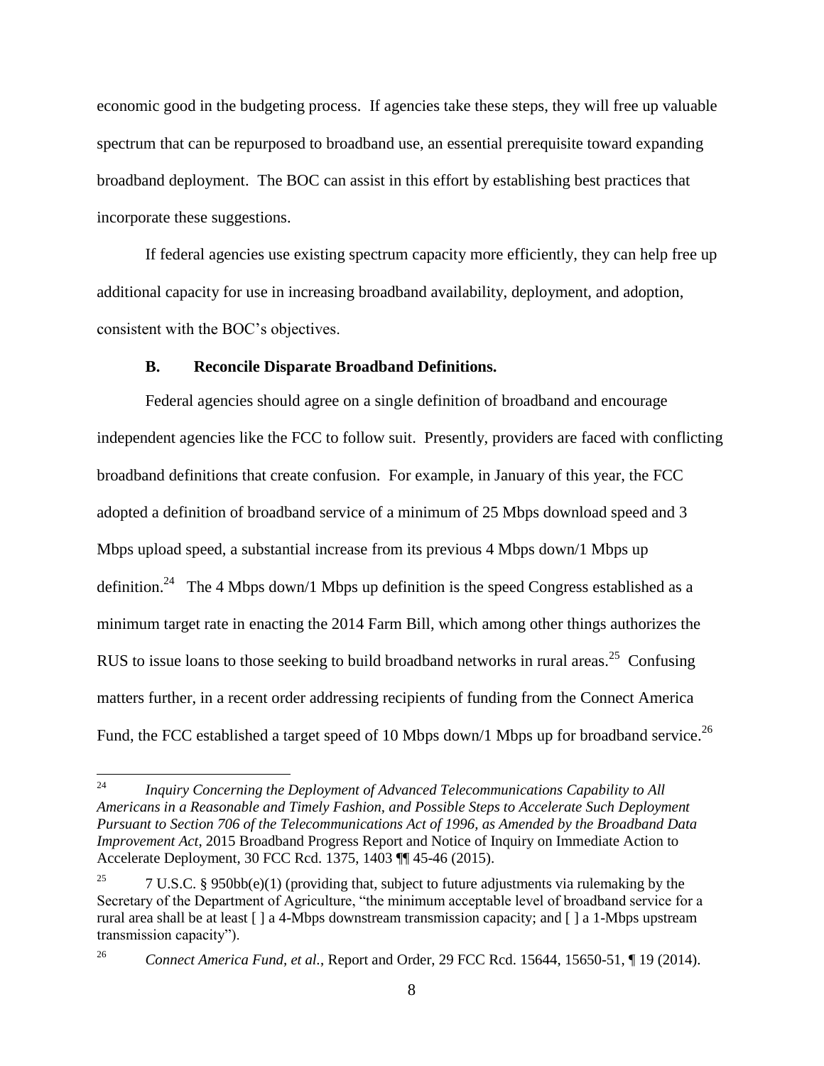economic good in the budgeting process. If agencies take these steps, they will free up valuable spectrum that can be repurposed to broadband use, an essential prerequisite toward expanding broadband deployment. The BOC can assist in this effort by establishing best practices that incorporate these suggestions.

If federal agencies use existing spectrum capacity more efficiently, they can help free up additional capacity for use in increasing broadband availability, deployment, and adoption, consistent with the BOC's objectives.

### B. Reconcile Disparate Broadband Definitions.

Federal agencies should agree on a single definition of broadband and encourage independent agencies like the FCC to follow suit. Presently, providers are faced with conflicting broadband definitions that create confusion. For example, in January of this year, the FCC adopted a definition of broadband service of a minimum of 25 Mbps download speed and 3 Mbps upload speed, a substantial increase from its previous 4 Mbps down/1 Mbps up definition.[24] The 4 Mbps down/1 Mbps up definition is the speed Congress established as a minimum target rate in enacting the 2014 Farm Bill, which among other things authorizes the RUS to issue loans to those seeking to build broadband networks in rural areas.[25] Confusing matters further, in a recent order addressing recipients of funding from the Connect America Fund, the FCC established a target speed of 10 Mbps down/1 Mbps up for broadband service.[26]

---

[24] *Inquiry Concerning the Deployment of Advanced Telecommunications Capability to All Americans in a Reasonable and Timely Fashion, and Possible Steps to Accelerate Such Deployment Pursuant to Section 706 of the Telecommunications Act of 1996, as Amended by the Broadband Data Improvement Act*, 2015 Broadband Progress Report and Notice of Inquiry on Immediate Action to Accelerate Deployment, 30 FCC Rcd. 1375, 1403 ¶¶ 45-46 (2015).

[25] 7 U.S.C. § 950bb(e)(1) (providing that, subject to future adjustments via rulemaking by the Secretary of the Department of Agriculture, "the minimum acceptable level of broadband service for a rural area shall be at least [ ] a 4-Mbps downstream transmission capacity; and [ ] a 1-Mbps upstream transmission capacity").

[26] *Connect America Fund, et al.*, Report and Order, 29 FCC Rcd. 15644, 15650-51, ¶ 19 (2014).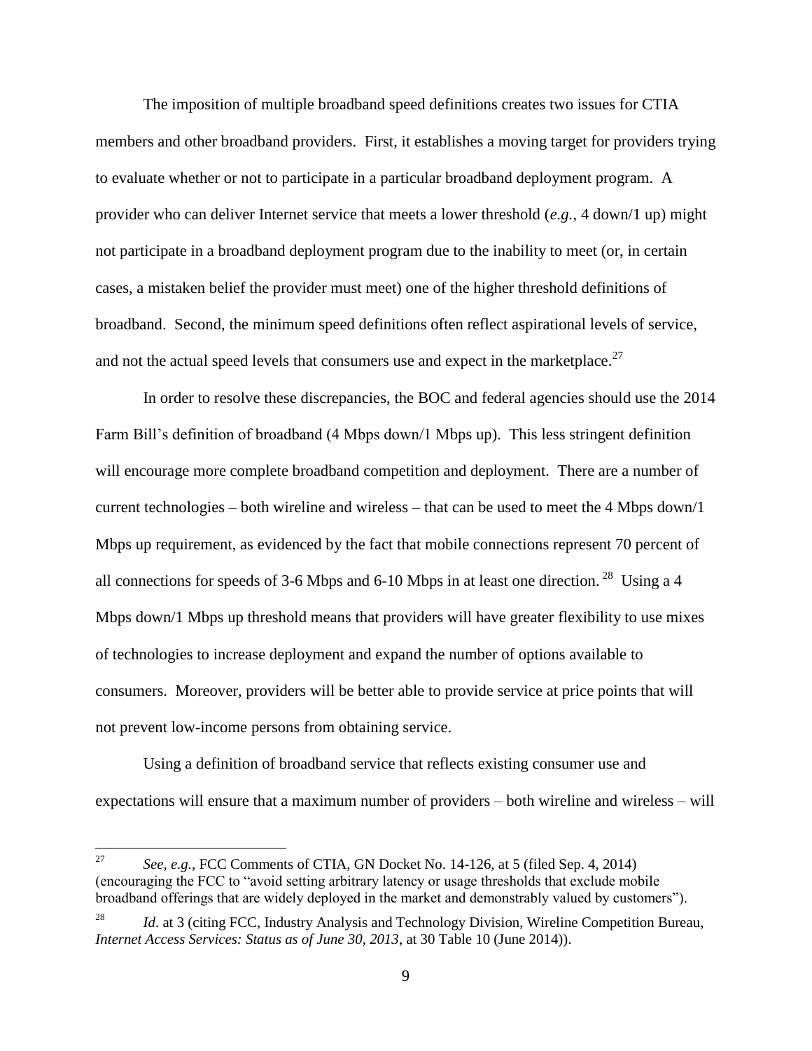The imposition of multiple broadband speed definitions creates two issues for CTIA members and other broadband providers. First, it establishes a moving target for providers trying to evaluate whether or not to participate in a particular broadband deployment program. A provider who can deliver Internet service that meets a lower threshold (*e.g.*, 4 down/1 up) might not participate in a broadband deployment program due to the inability to meet (or, in certain cases, a mistaken belief the provider must meet) one of the higher threshold definitions of broadband. Second, the minimum speed definitions often reflect aspirational levels of service, and not the actual speed levels that consumers use and expect in the marketplace.[27]

In order to resolve these discrepancies, the BOC and federal agencies should use the 2014 Farm Bill's definition of broadband (4 Mbps down/1 Mbps up). This less stringent definition will encourage more complete broadband competition and deployment. There are a number of current technologies – both wireline and wireless – that can be used to meet the 4 Mbps down/1 Mbps up requirement, as evidenced by the fact that mobile connections represent 70 percent of all connections for speeds of 3-6 Mbps and 6-10 Mbps in at least one direction.[28] Using a 4 Mbps down/1 Mbps up threshold means that providers will have greater flexibility to use mixes of technologies to increase deployment and expand the number of options available to consumers. Moreover, providers will be better able to provide service at price points that will not prevent low-income persons from obtaining service.

Using a definition of broadband service that reflects existing consumer use and expectations will ensure that a maximum number of providers – both wireline and wireless – will

---

[27] *See, e.g.*, FCC Comments of CTIA, GN Docket No. 14-126, at 5 (filed Sep. 4, 2014) (encouraging the FCC to "avoid setting arbitrary latency or usage thresholds that exclude mobile broadband offerings that are widely deployed in the market and demonstrably valued by customers").

[28] *Id*. at 3 (citing FCC, Industry Analysis and Technology Division, Wireline Competition Bureau, *Internet Access Services: Status as of June 30, 2013*, at 30 Table 10 (June 2014)).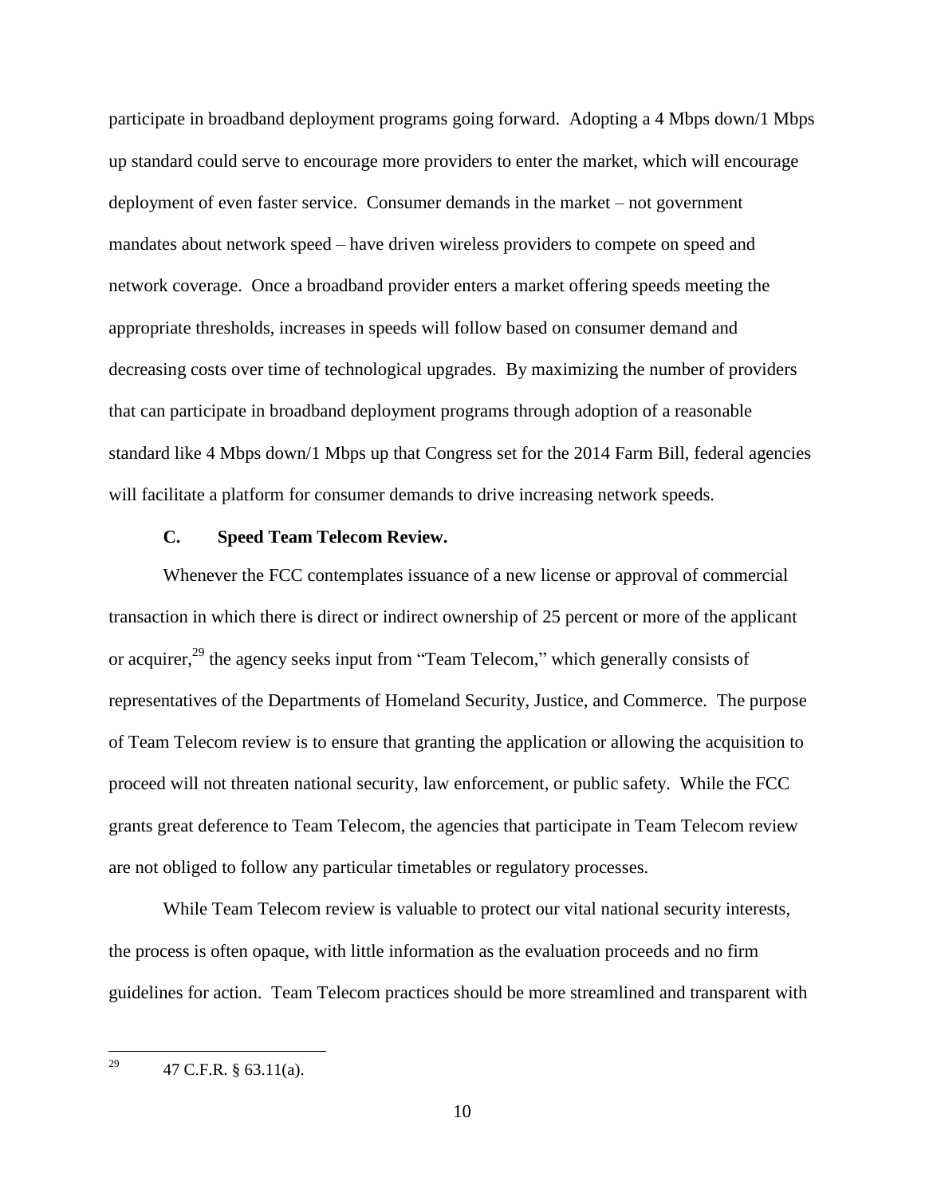participate in broadband deployment programs going forward. Adopting a 4 Mbps down/1 Mbps up standard could serve to encourage more providers to enter the market, which will encourage deployment of even faster service. Consumer demands in the market – not government mandates about network speed – have driven wireless providers to compete on speed and network coverage. Once a broadband provider enters a market offering speeds meeting the appropriate thresholds, increases in speeds will follow based on consumer demand and decreasing costs over time of technological upgrades. By maximizing the number of providers that can participate in broadband deployment programs through adoption of a reasonable standard like 4 Mbps down/1 Mbps up that Congress set for the 2014 Farm Bill, federal agencies will facilitate a platform for consumer demands to drive increasing network speeds.

### C. Speed Team Telecom Review.

Whenever the FCC contemplates issuance of a new license or approval of commercial transaction in which there is direct or indirect ownership of 25 percent or more of the applicant or acquirer,[29] the agency seeks input from "Team Telecom," which generally consists of representatives of the Departments of Homeland Security, Justice, and Commerce. The purpose of Team Telecom review is to ensure that granting the application or allowing the acquisition to proceed will not threaten national security, law enforcement, or public safety. While the FCC grants great deference to Team Telecom, the agencies that participate in Team Telecom review are not obliged to follow any particular timetables or regulatory processes.

While Team Telecom review is valuable to protect our vital national security interests, the process is often opaque, with little information as the evaluation proceeds and no firm guidelines for action. Team Telecom practices should be more streamlined and transparent with

---

[29] 47 C.F.R. § 63.11(a).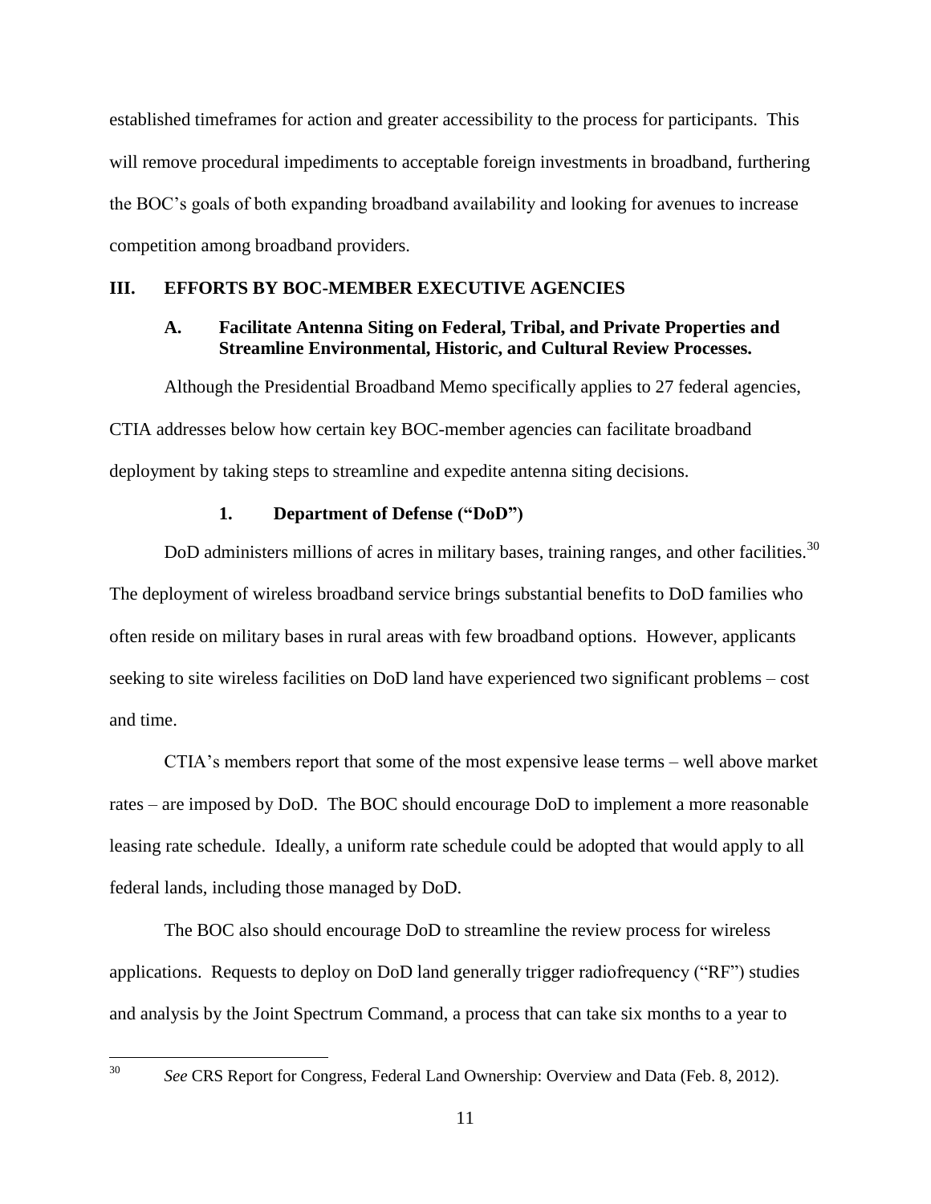established timeframes for action and greater accessibility to the process for participants. This will remove procedural impediments to acceptable foreign investments in broadband, furthering the BOC's goals of both expanding broadband availability and looking for avenues to increase competition among broadband providers.

## III. EFFORTS BY BOC-MEMBER EXECUTIVE AGENCIES

### A. Facilitate Antenna Siting on Federal, Tribal, and Private Properties and Streamline Environmental, Historic, and Cultural Review Processes.

Although the Presidential Broadband Memo specifically applies to 27 federal agencies, CTIA addresses below how certain key BOC-member agencies can facilitate broadband deployment by taking steps to streamline and expedite antenna siting decisions.

#### 1. Department of Defense ("DoD")

DoD administers millions of acres in military bases, training ranges, and other facilities.[30] The deployment of wireless broadband service brings substantial benefits to DoD families who often reside on military bases in rural areas with few broadband options. However, applicants seeking to site wireless facilities on DoD land have experienced two significant problems – cost and time.

CTIA's members report that some of the most expensive lease terms – well above market rates – are imposed by DoD. The BOC should encourage DoD to implement a more reasonable leasing rate schedule. Ideally, a uniform rate schedule could be adopted that would apply to all federal lands, including those managed by DoD.

The BOC also should encourage DoD to streamline the review process for wireless applications. Requests to deploy on DoD land generally trigger radiofrequency ("RF") studies and analysis by the Joint Spectrum Command, a process that can take six months to a year to

---

[30] *See* CRS Report for Congress, Federal Land Ownership: Overview and Data (Feb. 8, 2012).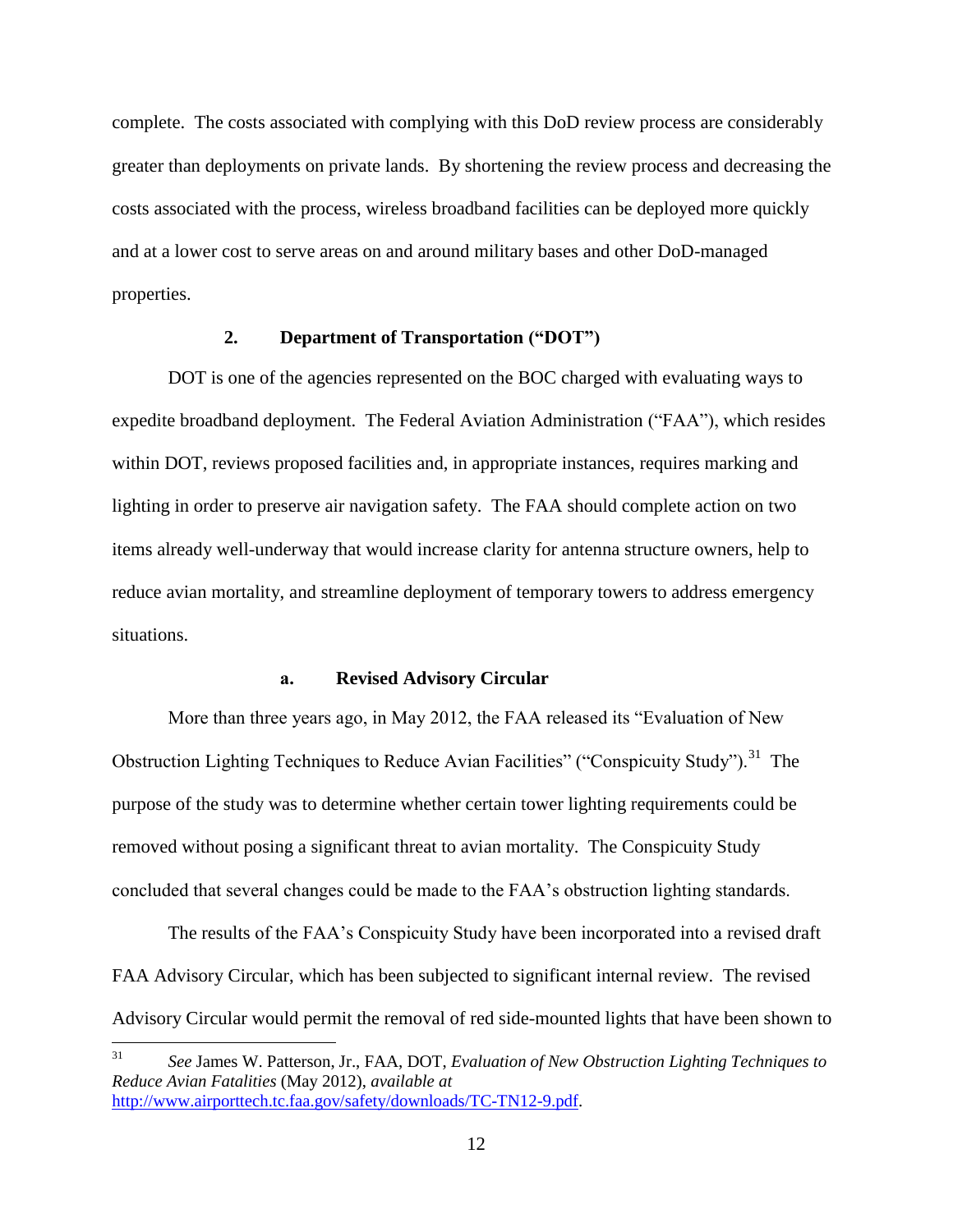complete. The costs associated with complying with this DoD review process are considerably greater than deployments on private lands. By shortening the review process and decreasing the costs associated with the process, wireless broadband facilities can be deployed more quickly and at a lower cost to serve areas on and around military bases and other DoD-managed properties.

### 2. Department of Transportation ("DOT")

DOT is one of the agencies represented on the BOC charged with evaluating ways to expedite broadband deployment. The Federal Aviation Administration ("FAA"), which resides within DOT, reviews proposed facilities and, in appropriate instances, requires marking and lighting in order to preserve air navigation safety. The FAA should complete action on two items already well-underway that would increase clarity for antenna structure owners, help to reduce avian mortality, and streamline deployment of temporary towers to address emergency situations.

#### a. Revised Advisory Circular

More than three years ago, in May 2012, the FAA released its "Evaluation of New Obstruction Lighting Techniques to Reduce Avian Facilities" ("Conspicuity Study").[31] The purpose of the study was to determine whether certain tower lighting requirements could be removed without posing a significant threat to avian mortality. The Conspicuity Study concluded that several changes could be made to the FAA's obstruction lighting standards.

The results of the FAA's Conspicuity Study have been incorporated into a revised draft FAA Advisory Circular, which has been subjected to significant internal review. The revised Advisory Circular would permit the removal of red side-mounted lights that have been shown to

---

[31] *See* James W. Patterson, Jr., FAA, DOT, *Evaluation of New Obstruction Lighting Techniques to Reduce Avian Fatalities* (May 2012), *available at* http://www.airporttech.tc.faa.gov/safety/downloads/TC-TN12-9.pdf.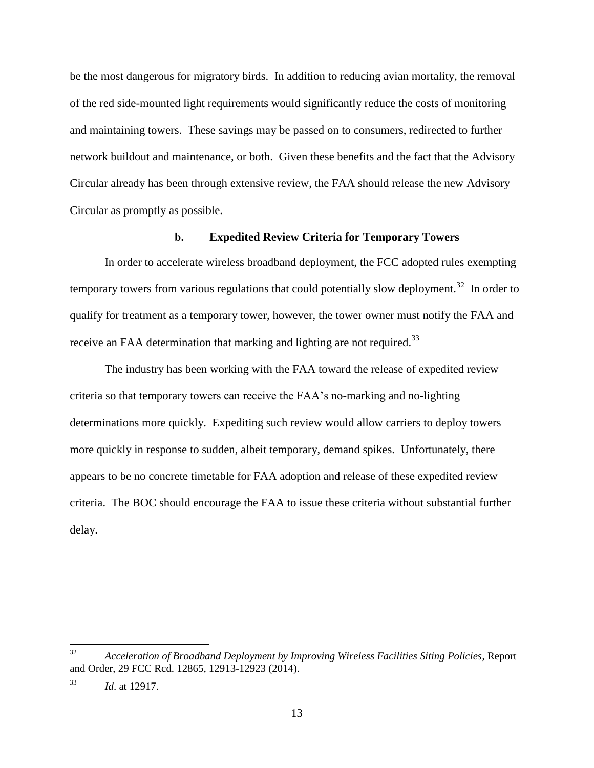be the most dangerous for migratory birds. In addition to reducing avian mortality, the removal of the red side-mounted light requirements would significantly reduce the costs of monitoring and maintaining towers. These savings may be passed on to consumers, redirected to further network buildout and maintenance, or both. Given these benefits and the fact that the Advisory Circular already has been through extensive review, the FAA should release the new Advisory Circular as promptly as possible.

### b. Expedited Review Criteria for Temporary Towers

In order to accelerate wireless broadband deployment, the FCC adopted rules exempting temporary towers from various regulations that could potentially slow deployment.[32] In order to qualify for treatment as a temporary tower, however, the tower owner must notify the FAA and receive an FAA determination that marking and lighting are not required.[33]

The industry has been working with the FAA toward the release of expedited review criteria so that temporary towers can receive the FAA's no-marking and no-lighting determinations more quickly. Expediting such review would allow carriers to deploy towers more quickly in response to sudden, albeit temporary, demand spikes. Unfortunately, there appears to be no concrete timetable for FAA adoption and release of these expedited review criteria. The BOC should encourage the FAA to issue these criteria without substantial further delay.

---

[32] *Acceleration of Broadband Deployment by Improving Wireless Facilities Siting Policies*, Report and Order, 29 FCC Rcd. 12865, 12913-12923 (2014).

[33] *Id*. at 12917.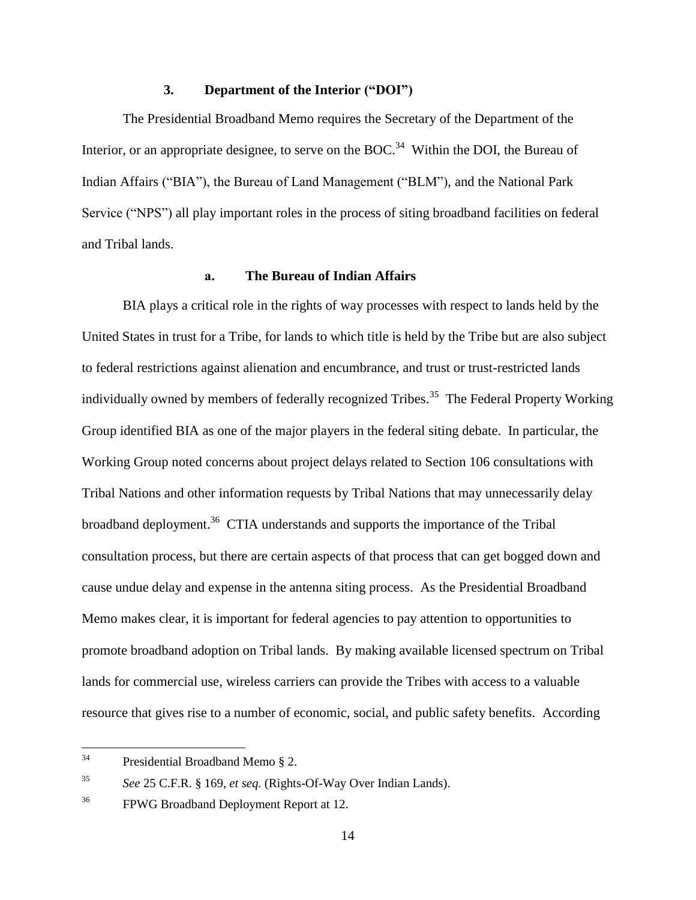### 3. Department of the Interior ("DOI")

The Presidential Broadband Memo requires the Secretary of the Department of the Interior, or an appropriate designee, to serve on the BOC.[34] Within the DOI, the Bureau of Indian Affairs ("BIA"), the Bureau of Land Management ("BLM"), and the National Park Service ("NPS") all play important roles in the process of siting broadband facilities on federal and Tribal lands.

#### a. The Bureau of Indian Affairs

BIA plays a critical role in the rights of way processes with respect to lands held by the United States in trust for a Tribe, for lands to which title is held by the Tribe but are also subject to federal restrictions against alienation and encumbrance, and trust or trust-restricted lands individually owned by members of federally recognized Tribes.[35] The Federal Property Working Group identified BIA as one of the major players in the federal siting debate. In particular, the Working Group noted concerns about project delays related to Section 106 consultations with Tribal Nations and other information requests by Tribal Nations that may unnecessarily delay broadband deployment.[36] CTIA understands and supports the importance of the Tribal consultation process, but there are certain aspects of that process that can get bogged down and cause undue delay and expense in the antenna siting process. As the Presidential Broadband Memo makes clear, it is important for federal agencies to pay attention to opportunities to promote broadband adoption on Tribal lands. By making available licensed spectrum on Tribal lands for commercial use, wireless carriers can provide the Tribes with access to a valuable resource that gives rise to a number of economic, social, and public safety benefits. According

---

[34] Presidential Broadband Memo § 2.

[35] *See* 25 C.F.R. § 169, *et seq.* (Rights-Of-Way Over Indian Lands).

[36] FPWG Broadband Deployment Report at 12.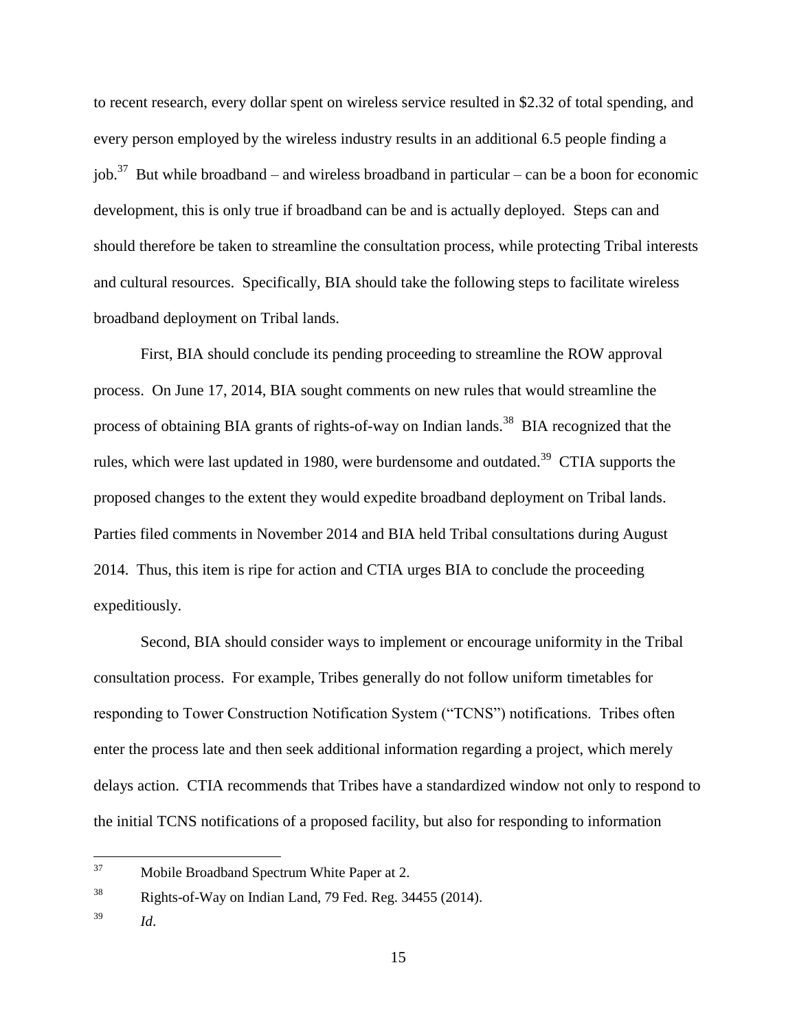to recent research, every dollar spent on wireless service resulted in $2.32 of total spending, and every person employed by the wireless industry results in an additional 6.5 people finding a job.[37] But while broadband – and wireless broadband in particular – can be a boon for economic development, this is only true if broadband can be and is actually deployed. Steps can and should therefore be taken to streamline the consultation process, while protecting Tribal interests and cultural resources. Specifically, BIA should take the following steps to facilitate wireless broadband deployment on Tribal lands.

First, BIA should conclude its pending proceeding to streamline the ROW approval process. On June 17, 2014, BIA sought comments on new rules that would streamline the process of obtaining BIA grants of rights-of-way on Indian lands.[38] BIA recognized that the rules, which were last updated in 1980, were burdensome and outdated.[39] CTIA supports the proposed changes to the extent they would expedite broadband deployment on Tribal lands. Parties filed comments in November 2014 and BIA held Tribal consultations during August 2014. Thus, this item is ripe for action and CTIA urges BIA to conclude the proceeding expeditiously.

Second, BIA should consider ways to implement or encourage uniformity in the Tribal consultation process. For example, Tribes generally do not follow uniform timetables for responding to Tower Construction Notification System ("TCNS") notifications. Tribes often enter the process late and then seek additional information regarding a project, which merely delays action. CTIA recommends that Tribes have a standardized window not only to respond to the initial TCNS notifications of a proposed facility, but also for responding to information

---

[37] Mobile Broadband Spectrum White Paper at 2.

[38] Rights-of-Way on Indian Land, 79 Fed. Reg. 34455 (2014).

[39] *Id*.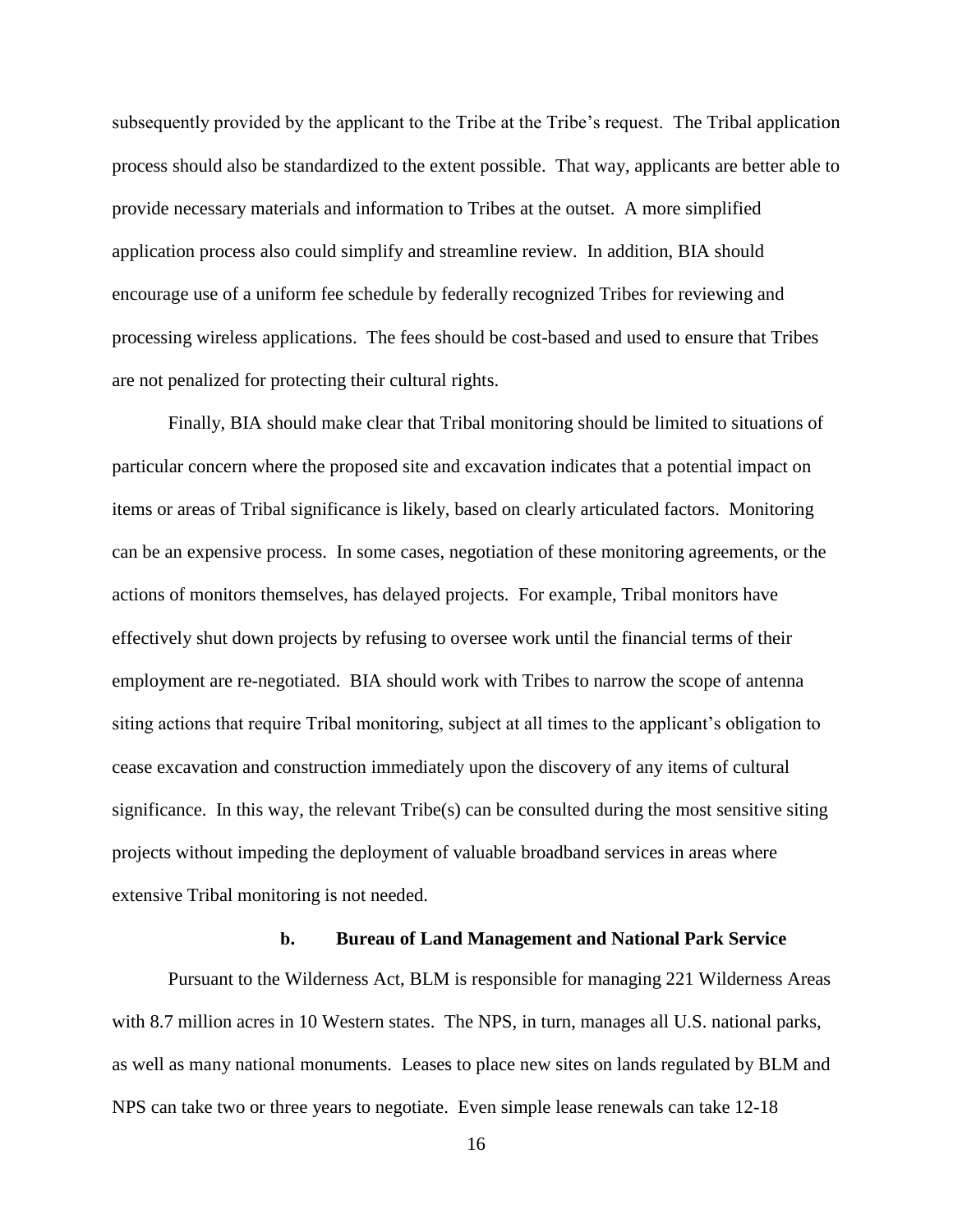subsequently provided by the applicant to the Tribe at the Tribe's request. The Tribal application process should also be standardized to the extent possible. That way, applicants are better able to provide necessary materials and information to Tribes at the outset. A more simplified application process also could simplify and streamline review. In addition, BIA should encourage use of a uniform fee schedule by federally recognized Tribes for reviewing and processing wireless applications. The fees should be cost-based and used to ensure that Tribes are not penalized for protecting their cultural rights.

Finally, BIA should make clear that Tribal monitoring should be limited to situations of particular concern where the proposed site and excavation indicates that a potential impact on items or areas of Tribal significance is likely, based on clearly articulated factors. Monitoring can be an expensive process. In some cases, negotiation of these monitoring agreements, or the actions of monitors themselves, has delayed projects. For example, Tribal monitors have effectively shut down projects by refusing to oversee work until the financial terms of their employment are re-negotiated. BIA should work with Tribes to narrow the scope of antenna siting actions that require Tribal monitoring, subject at all times to the applicant's obligation to cease excavation and construction immediately upon the discovery of any items of cultural significance. In this way, the relevant Tribe(s) can be consulted during the most sensitive siting projects without impeding the deployment of valuable broadband services in areas where extensive Tribal monitoring is not needed.

#### b. Bureau of Land Management and National Park Service

Pursuant to the Wilderness Act, BLM is responsible for managing 221 Wilderness Areas with 8.7 million acres in 10 Western states. The NPS, in turn, manages all U.S. national parks, as well as many national monuments. Leases to place new sites on lands regulated by BLM and NPS can take two or three years to negotiate. Even simple lease renewals can take 12-18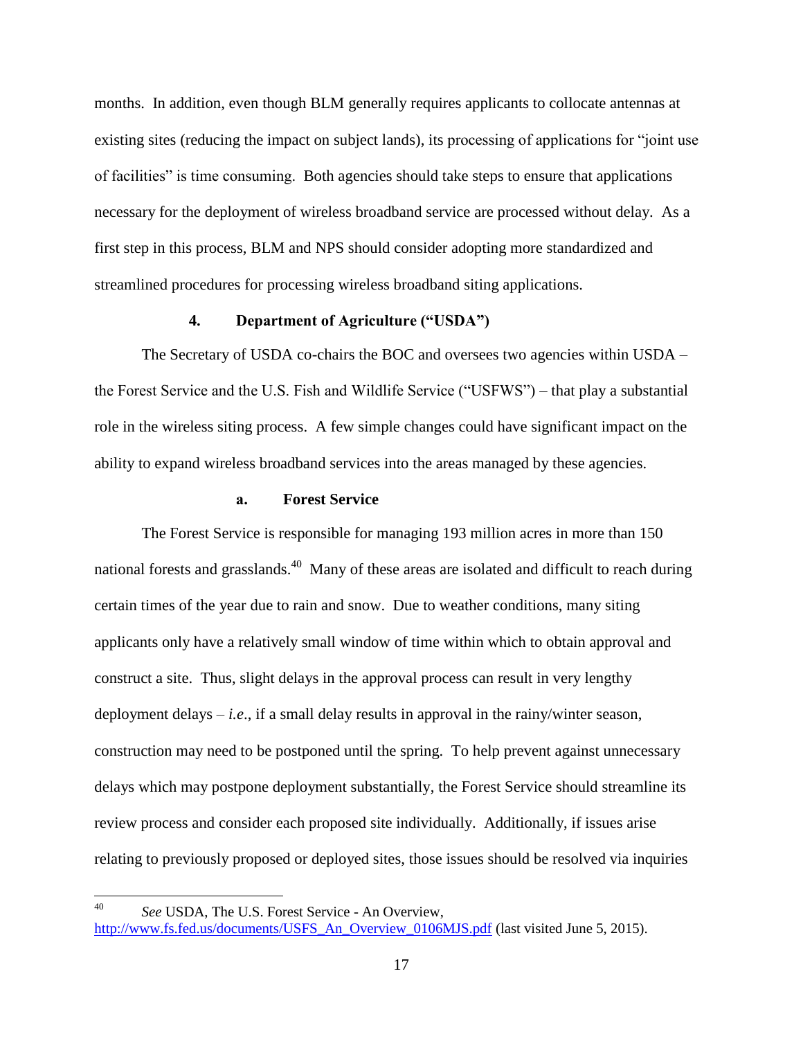months. In addition, even though BLM generally requires applicants to collocate antennas at existing sites (reducing the impact on subject lands), its processing of applications for "joint use of facilities" is time consuming. Both agencies should take steps to ensure that applications necessary for the deployment of wireless broadband service are processed without delay. As a first step in this process, BLM and NPS should consider adopting more standardized and streamlined procedures for processing wireless broadband siting applications.

### 4. Department of Agriculture ("USDA")

The Secretary of USDA co-chairs the BOC and oversees two agencies within USDA – the Forest Service and the U.S. Fish and Wildlife Service ("USFWS") – that play a substantial role in the wireless siting process. A few simple changes could have significant impact on the ability to expand wireless broadband services into the areas managed by these agencies.

#### a. Forest Service

The Forest Service is responsible for managing 193 million acres in more than 150 national forests and grasslands.[40] Many of these areas are isolated and difficult to reach during certain times of the year due to rain and snow. Due to weather conditions, many siting applicants only have a relatively small window of time within which to obtain approval and construct a site. Thus, slight delays in the approval process can result in very lengthy deployment delays – *i.e.*, if a small delay results in approval in the rainy/winter season, construction may need to be postponed until the spring. To help prevent against unnecessary delays which may postpone deployment substantially, the Forest Service should streamline its review process and consider each proposed site individually. Additionally, if issues arise relating to previously proposed or deployed sites, those issues should be resolved via inquiries

---

[40] *See* USDA, The U.S. Forest Service - An Overview, http://www.fs.fed.us/documents/USFS_An_Overview_0106MJS.pdf (last visited June 5, 2015).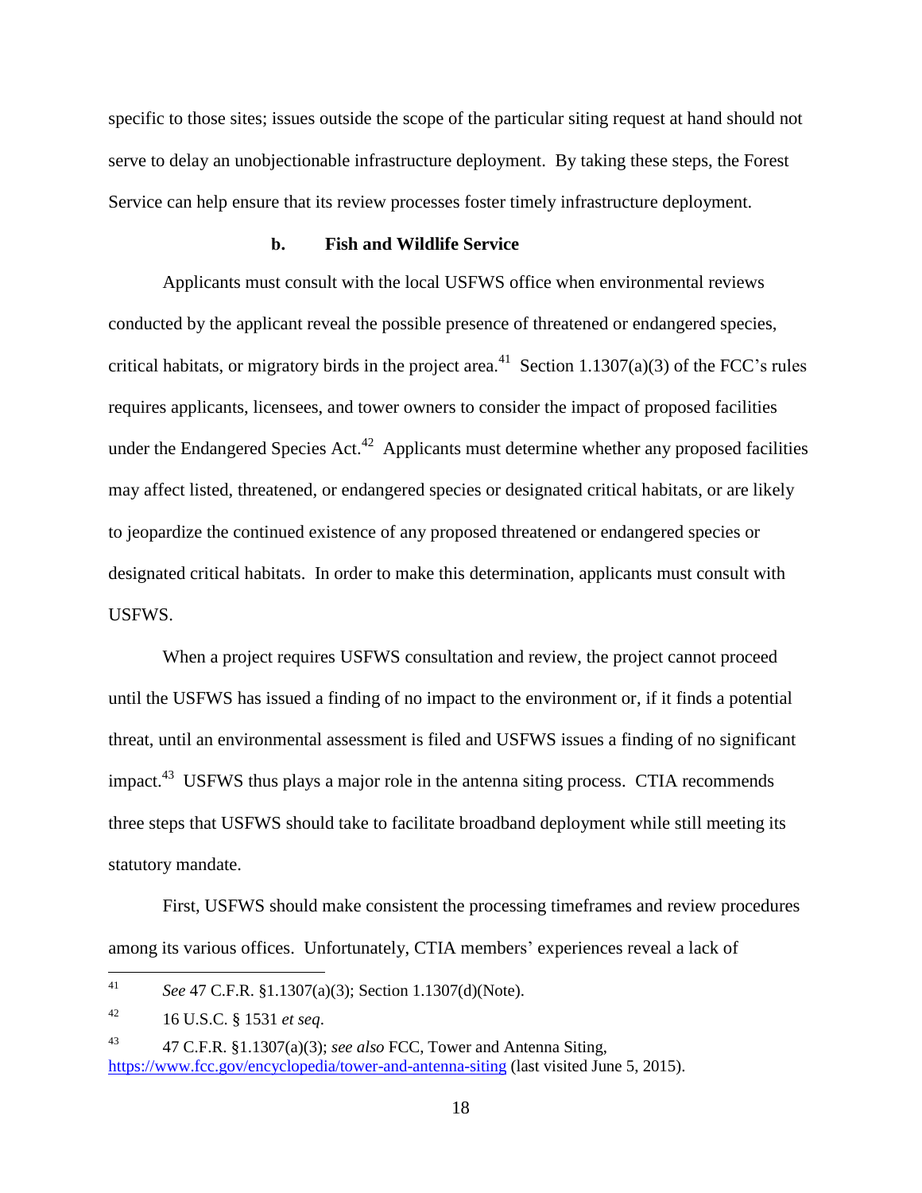specific to those sites; issues outside the scope of the particular siting request at hand should not serve to delay an unobjectionable infrastructure deployment. By taking these steps, the Forest Service can help ensure that its review processes foster timely infrastructure deployment.

#### b. Fish and Wildlife Service

Applicants must consult with the local USFWS office when environmental reviews conducted by the applicant reveal the possible presence of threatened or endangered species, critical habitats, or migratory birds in the project area.[41] Section 1.1307(a)(3) of the FCC's rules requires applicants, licensees, and tower owners to consider the impact of proposed facilities under the Endangered Species Act.[42] Applicants must determine whether any proposed facilities may affect listed, threatened, or endangered species or designated critical habitats, or are likely to jeopardize the continued existence of any proposed threatened or endangered species or designated critical habitats. In order to make this determination, applicants must consult with USFWS.

When a project requires USFWS consultation and review, the project cannot proceed until the USFWS has issued a finding of no impact to the environment or, if it finds a potential threat, until an environmental assessment is filed and USFWS issues a finding of no significant impact.[43] USFWS thus plays a major role in the antenna siting process. CTIA recommends three steps that USFWS should take to facilitate broadband deployment while still meeting its statutory mandate.

First, USFWS should make consistent the processing timeframes and review procedures among its various offices. Unfortunately, CTIA members' experiences reveal a lack of

---

[41] *See* 47 C.F.R. §1.1307(a)(3); Section 1.1307(d)(Note).

[42] 16 U.S.C. § 1531 *et seq*.

[43] 47 C.F.R. §1.1307(a)(3); *see also* FCC, Tower and Antenna Siting, https://www.fcc.gov/encyclopedia/tower-and-antenna-siting (last visited June 5, 2015).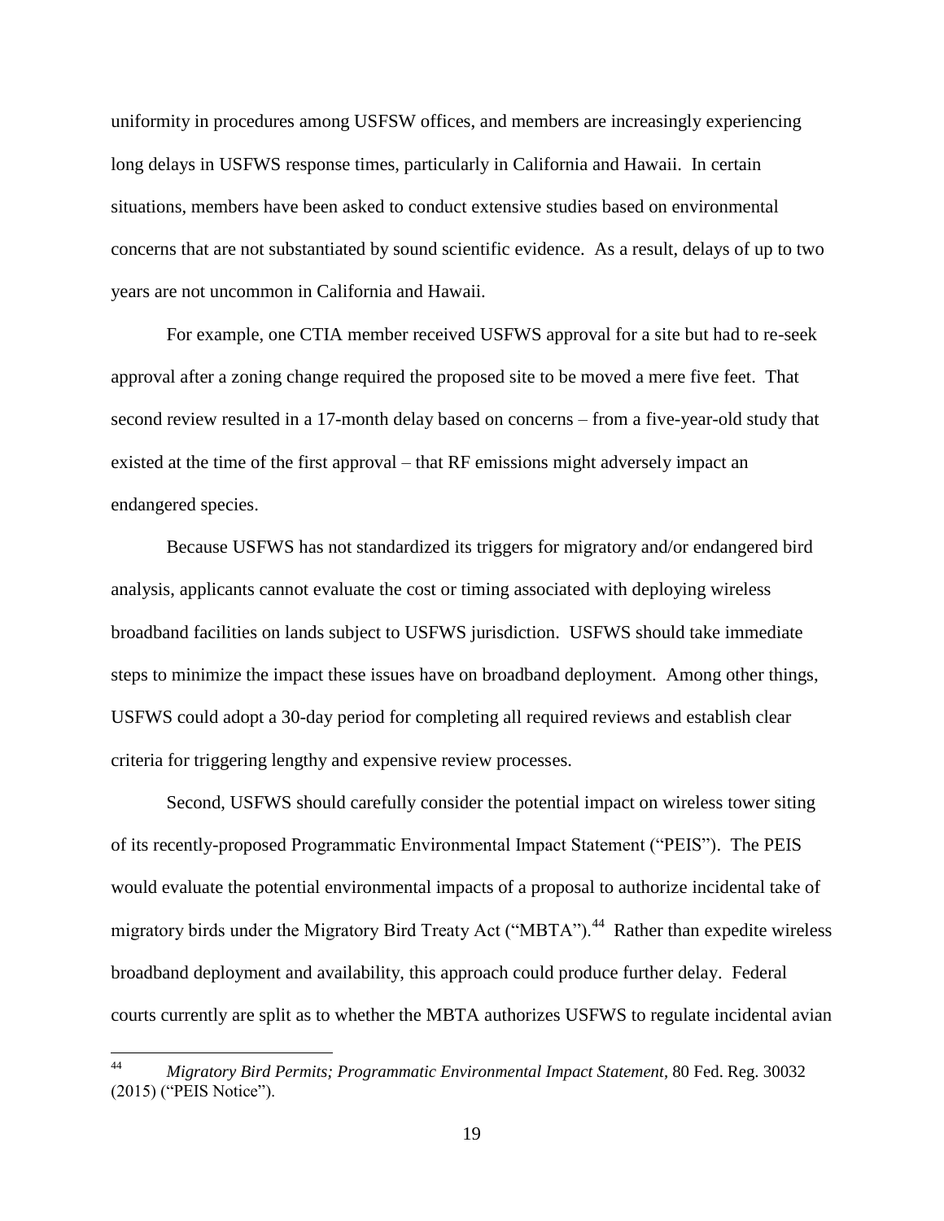uniformity in procedures among USFSW offices, and members are increasingly experiencing long delays in USFWS response times, particularly in California and Hawaii. In certain situations, members have been asked to conduct extensive studies based on environmental concerns that are not substantiated by sound scientific evidence. As a result, delays of up to two years are not uncommon in California and Hawaii.

For example, one CTIA member received USFWS approval for a site but had to re-seek approval after a zoning change required the proposed site to be moved a mere five feet. That second review resulted in a 17-month delay based on concerns – from a five-year-old study that existed at the time of the first approval – that RF emissions might adversely impact an endangered species.

Because USFWS has not standardized its triggers for migratory and/or endangered bird analysis, applicants cannot evaluate the cost or timing associated with deploying wireless broadband facilities on lands subject to USFWS jurisdiction. USFWS should take immediate steps to minimize the impact these issues have on broadband deployment. Among other things, USFWS could adopt a 30-day period for completing all required reviews and establish clear criteria for triggering lengthy and expensive review processes.

Second, USFWS should carefully consider the potential impact on wireless tower siting of its recently-proposed Programmatic Environmental Impact Statement ("PEIS"). The PEIS would evaluate the potential environmental impacts of a proposal to authorize incidental take of migratory birds under the Migratory Bird Treaty Act ("MBTA").[44] Rather than expedite wireless broadband deployment and availability, this approach could produce further delay. Federal courts currently are split as to whether the MBTA authorizes USFWS to regulate incidental avian

---

[44] *Migratory Bird Permits; Programmatic Environmental Impact Statement*, 80 Fed. Reg. 30032 (2015) ("PEIS Notice").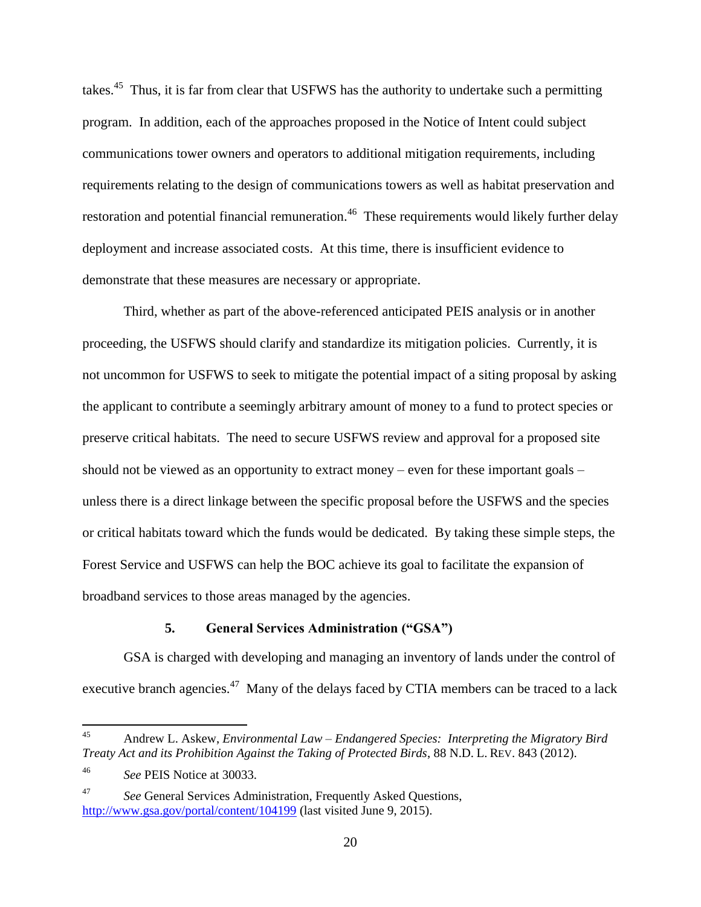takes.[45] Thus, it is far from clear that USFWS has the authority to undertake such a permitting program. In addition, each of the approaches proposed in the Notice of Intent could subject communications tower owners and operators to additional mitigation requirements, including requirements relating to the design of communications towers as well as habitat preservation and restoration and potential financial remuneration.[46] These requirements would likely further delay deployment and increase associated costs. At this time, there is insufficient evidence to demonstrate that these measures are necessary or appropriate.

Third, whether as part of the above-referenced anticipated PEIS analysis or in another proceeding, the USFWS should clarify and standardize its mitigation policies. Currently, it is not uncommon for USFWS to seek to mitigate the potential impact of a siting proposal by asking the applicant to contribute a seemingly arbitrary amount of money to a fund to protect species or preserve critical habitats. The need to secure USFWS review and approval for a proposed site should not be viewed as an opportunity to extract money – even for these important goals – unless there is a direct linkage between the specific proposal before the USFWS and the species or critical habitats toward which the funds would be dedicated. By taking these simple steps, the Forest Service and USFWS can help the BOC achieve its goal to facilitate the expansion of broadband services to those areas managed by the agencies.

### 5. General Services Administration ("GSA")

GSA is charged with developing and managing an inventory of lands under the control of executive branch agencies.[47] Many of the delays faced by CTIA members can be traced to a lack

---

[45] Andrew L. Askew, *Environmental Law – Endangered Species: Interpreting the Migratory Bird Treaty Act and its Prohibition Against the Taking of Protected Birds*, 88 N.D. L. REV. 843 (2012).

[46] *See* PEIS Notice at 30033.

[47] *See* General Services Administration, Frequently Asked Questions, http://www.gsa.gov/portal/content/104199 (last visited June 9, 2015).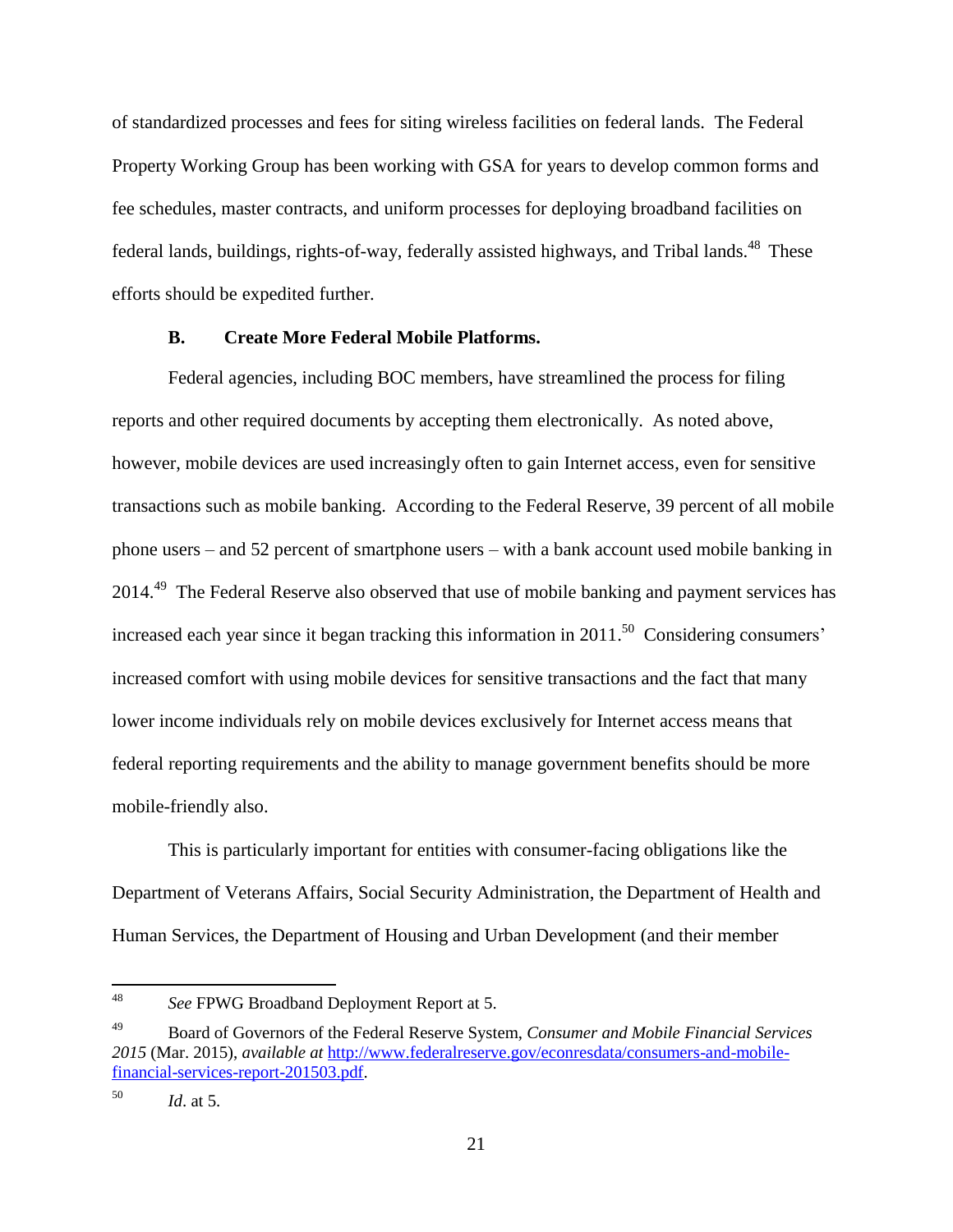of standardized processes and fees for siting wireless facilities on federal lands. The Federal Property Working Group has been working with GSA for years to develop common forms and fee schedules, master contracts, and uniform processes for deploying broadband facilities on federal lands, buildings, rights-of-way, federally assisted highways, and Tribal lands.[48] These efforts should be expedited further.

### B. Create More Federal Mobile Platforms.

Federal agencies, including BOC members, have streamlined the process for filing reports and other required documents by accepting them electronically. As noted above, however, mobile devices are used increasingly often to gain Internet access, even for sensitive transactions such as mobile banking. According to the Federal Reserve, 39 percent of all mobile phone users – and 52 percent of smartphone users – with a bank account used mobile banking in 2014.[49] The Federal Reserve also observed that use of mobile banking and payment services has increased each year since it began tracking this information in 2011.[50] Considering consumers' increased comfort with using mobile devices for sensitive transactions and the fact that many lower income individuals rely on mobile devices exclusively for Internet access means that federal reporting requirements and the ability to manage government benefits should be more mobile-friendly also.

This is particularly important for entities with consumer-facing obligations like the Department of Veterans Affairs, Social Security Administration, the Department of Health and Human Services, the Department of Housing and Urban Development (and their member

---

[48] *See* FPWG Broadband Deployment Report at 5.

[49] Board of Governors of the Federal Reserve System, *Consumer and Mobile Financial Services 2015* (Mar. 2015), *available at* [http://www.federalreserve.gov/econresdata/consumers-and-mobile-financial-services-report-201503.pdf](http://www.federalreserve.gov/econresdata/consumers-and-mobile-financial-services-report-201503.pdf).

[50] *Id*. at 5.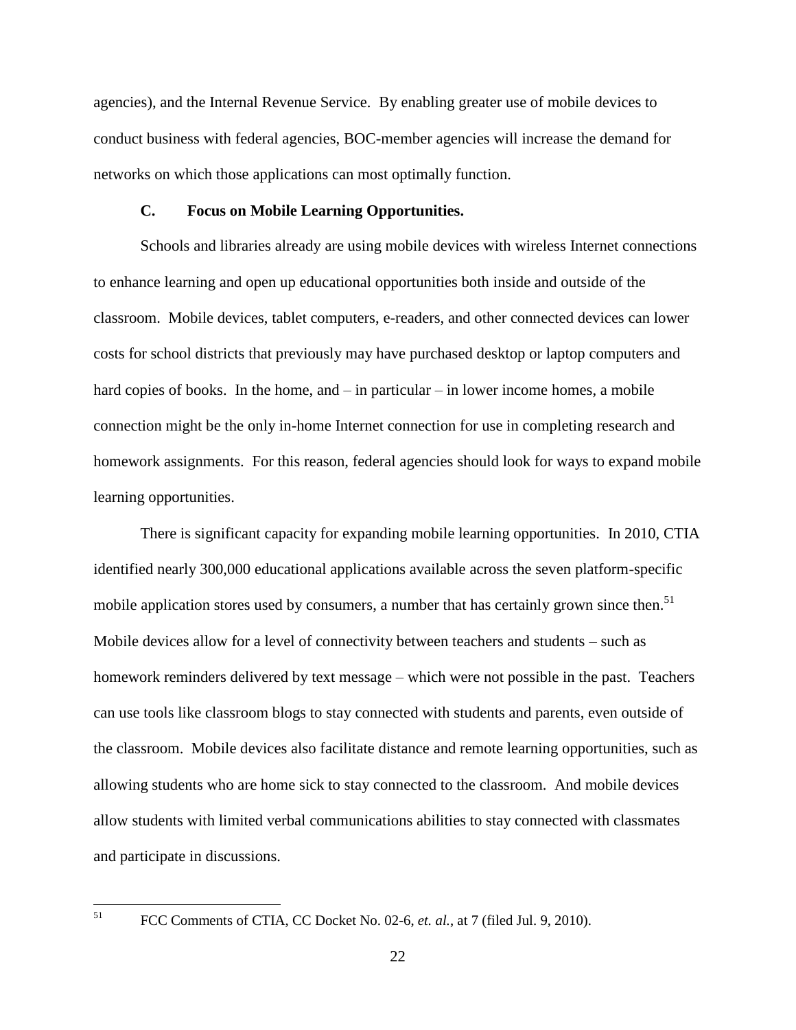agencies), and the Internal Revenue Service. By enabling greater use of mobile devices to conduct business with federal agencies, BOC-member agencies will increase the demand for networks on which those applications can most optimally function.

### C. Focus on Mobile Learning Opportunities.

Schools and libraries already are using mobile devices with wireless Internet connections to enhance learning and open up educational opportunities both inside and outside of the classroom. Mobile devices, tablet computers, e-readers, and other connected devices can lower costs for school districts that previously may have purchased desktop or laptop computers and hard copies of books. In the home, and – in particular – in lower income homes, a mobile connection might be the only in-home Internet connection for use in completing research and homework assignments. For this reason, federal agencies should look for ways to expand mobile learning opportunities.

There is significant capacity for expanding mobile learning opportunities. In 2010, CTIA identified nearly 300,000 educational applications available across the seven platform-specific mobile application stores used by consumers, a number that has certainly grown since then.[51] Mobile devices allow for a level of connectivity between teachers and students – such as homework reminders delivered by text message – which were not possible in the past. Teachers can use tools like classroom blogs to stay connected with students and parents, even outside of the classroom. Mobile devices also facilitate distance and remote learning opportunities, such as allowing students who are home sick to stay connected to the classroom. And mobile devices allow students with limited verbal communications abilities to stay connected with classmates and participate in discussions.

---

[51] FCC Comments of CTIA, CC Docket No. 02-6, *et. al.*, at 7 (filed Jul. 9, 2010).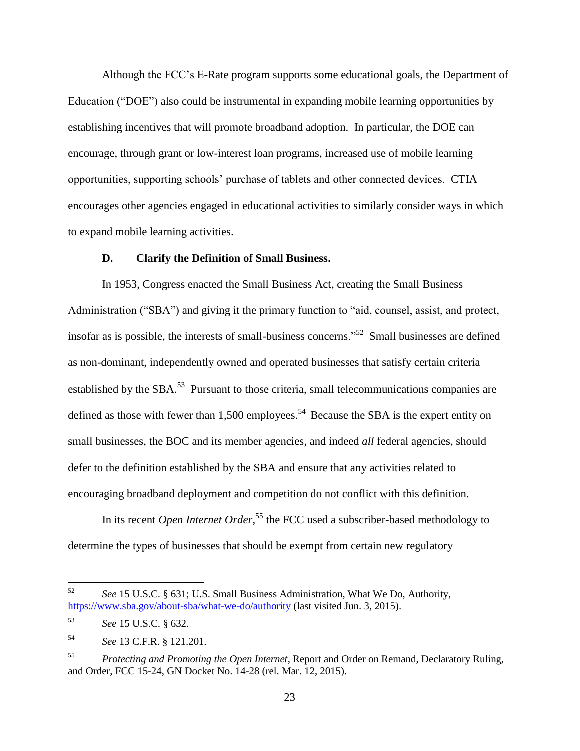Although the FCC's E-Rate program supports some educational goals, the Department of Education ("DOE") also could be instrumental in expanding mobile learning opportunities by establishing incentives that will promote broadband adoption. In particular, the DOE can encourage, through grant or low-interest loan programs, increased use of mobile learning opportunities, supporting schools' purchase of tablets and other connected devices. CTIA encourages other agencies engaged in educational activities to similarly consider ways in which to expand mobile learning activities.

### D. Clarify the Definition of Small Business.

In 1953, Congress enacted the Small Business Act, creating the Small Business Administration ("SBA") and giving it the primary function to "aid, counsel, assist, and protect, insofar as is possible, the interests of small-business concerns."[52] Small businesses are defined as non-dominant, independently owned and operated businesses that satisfy certain criteria established by the SBA.[53] Pursuant to those criteria, small telecommunications companies are defined as those with fewer than 1,500 employees.[54] Because the SBA is the expert entity on small businesses, the BOC and its member agencies, and indeed *all* federal agencies, should defer to the definition established by the SBA and ensure that any activities related to encouraging broadband deployment and competition do not conflict with this definition.

In its recent *Open Internet Order*,[55] the FCC used a subscriber-based methodology to determine the types of businesses that should be exempt from certain new regulatory

---

[52] *See* 15 U.S.C. § 631; U.S. Small Business Administration, What We Do, Authority, https://www.sba.gov/about-sba/what-we-do/authority (last visited Jun. 3, 2015).

[53] *See* 15 U.S.C. § 632.

[54] *See* 13 C.F.R. § 121.201.

[55] *Protecting and Promoting the Open Internet*, Report and Order on Remand, Declaratory Ruling, and Order, FCC 15-24, GN Docket No. 14-28 (rel. Mar. 12, 2015).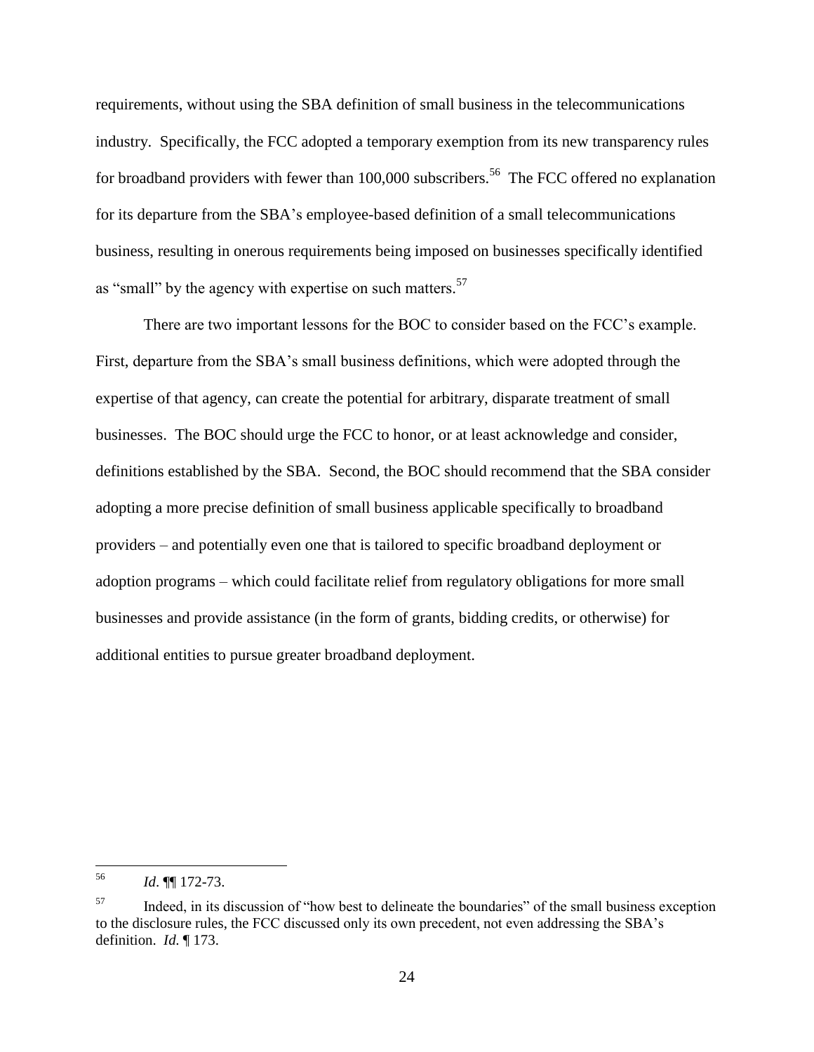requirements, without using the SBA definition of small business in the telecommunications industry. Specifically, the FCC adopted a temporary exemption from its new transparency rules for broadband providers with fewer than 100,000 subscribers.[56] The FCC offered no explanation for its departure from the SBA's employee-based definition of a small telecommunications business, resulting in onerous requirements being imposed on businesses specifically identified as "small" by the agency with expertise on such matters.[57]

There are two important lessons for the BOC to consider based on the FCC's example. First, departure from the SBA's small business definitions, which were adopted through the expertise of that agency, can create the potential for arbitrary, disparate treatment of small businesses. The BOC should urge the FCC to honor, or at least acknowledge and consider, definitions established by the SBA. Second, the BOC should recommend that the SBA consider adopting a more precise definition of small business applicable specifically to broadband providers – and potentially even one that is tailored to specific broadband deployment or adoption programs – which could facilitate relief from regulatory obligations for more small businesses and provide assistance (in the form of grants, bidding credits, or otherwise) for additional entities to pursue greater broadband deployment.

---

[56] *Id*. ¶¶ 172-73.

[57] Indeed, in its discussion of "how best to delineate the boundaries" of the small business exception to the disclosure rules, the FCC discussed only its own precedent, not even addressing the SBA's definition. *Id.* ¶ 173.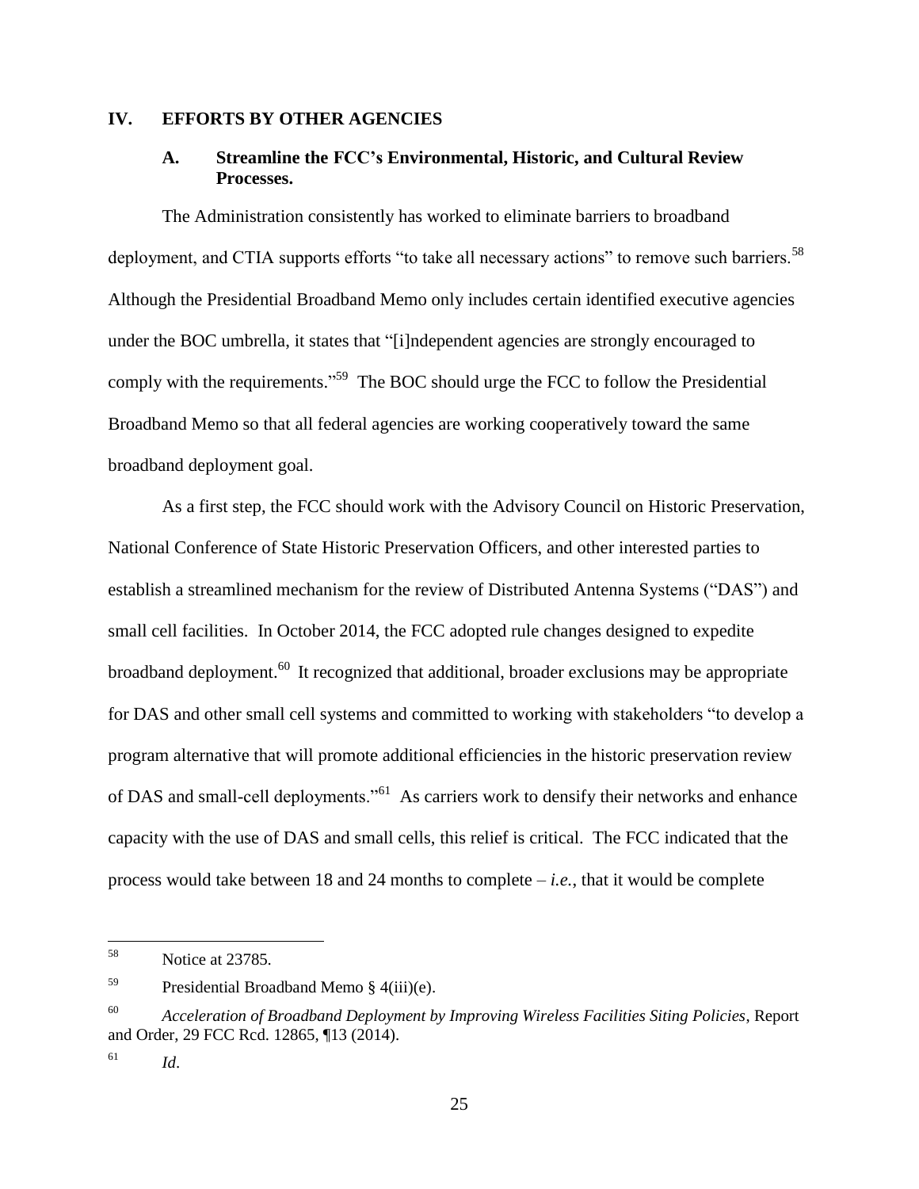## IV. EFFORTS BY OTHER AGENCIES

### A. Streamline the FCC's Environmental, Historic, and Cultural Review Processes.

The Administration consistently has worked to eliminate barriers to broadband deployment, and CTIA supports efforts "to take all necessary actions" to remove such barriers.[58] Although the Presidential Broadband Memo only includes certain identified executive agencies under the BOC umbrella, it states that "[i]ndependent agencies are strongly encouraged to comply with the requirements."[59] The BOC should urge the FCC to follow the Presidential Broadband Memo so that all federal agencies are working cooperatively toward the same broadband deployment goal.

As a first step, the FCC should work with the Advisory Council on Historic Preservation, National Conference of State Historic Preservation Officers, and other interested parties to establish a streamlined mechanism for the review of Distributed Antenna Systems ("DAS") and small cell facilities. In October 2014, the FCC adopted rule changes designed to expedite broadband deployment.[60] It recognized that additional, broader exclusions may be appropriate for DAS and other small cell systems and committed to working with stakeholders "to develop a program alternative that will promote additional efficiencies in the historic preservation review of DAS and small-cell deployments."[61] As carriers work to densify their networks and enhance capacity with the use of DAS and small cells, this relief is critical. The FCC indicated that the process would take between 18 and 24 months to complete – *i.e.*, that it would be complete

---

[58] Notice at 23785.

[59] Presidential Broadband Memo § 4(iii)(e).

[60] *Acceleration of Broadband Deployment by Improving Wireless Facilities Siting Policies*, Report and Order, 29 FCC Rcd. 12865, ¶13 (2014).

[61] *Id*.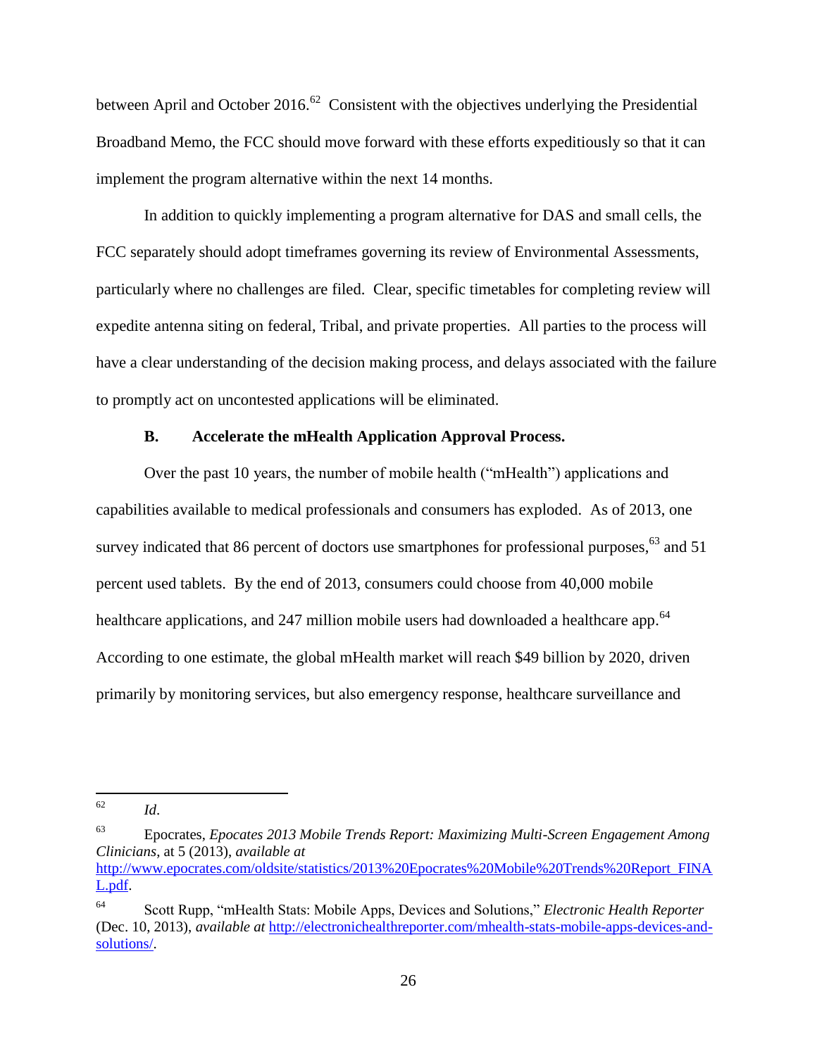between April and October 2016.[62] Consistent with the objectives underlying the Presidential Broadband Memo, the FCC should move forward with these efforts expeditiously so that it can implement the program alternative within the next 14 months.

In addition to quickly implementing a program alternative for DAS and small cells, the FCC separately should adopt timeframes governing its review of Environmental Assessments, particularly where no challenges are filed. Clear, specific timetables for completing review will expedite antenna siting on federal, Tribal, and private properties. All parties to the process will have a clear understanding of the decision making process, and delays associated with the failure to promptly act on uncontested applications will be eliminated.

### B. Accelerate the mHealth Application Approval Process.

Over the past 10 years, the number of mobile health ("mHealth") applications and capabilities available to medical professionals and consumers has exploded. As of 2013, one survey indicated that 86 percent of doctors use smartphones for professional purposes,[63] and 51 percent used tablets. By the end of 2013, consumers could choose from 40,000 mobile healthcare applications, and 247 million mobile users had downloaded a healthcare app.[64] According to one estimate, the global mHealth market will reach $49 billion by 2020, driven primarily by monitoring services, but also emergency response, healthcare surveillance and

---

[62] *Id*.

[63] Epocrates, *Epocates 2013 Mobile Trends Report: Maximizing Multi-Screen Engagement Among Clinicians*, at 5 (2013), *available at* http://www.epocrates.com/oldsite/statistics/2013%20Epocrates%20Mobile%20Trends%20Report_FINAL.pdf.

[64] Scott Rupp, "mHealth Stats: Mobile Apps, Devices and Solutions," *Electronic Health Reporter* (Dec. 10, 2013), *available at* http://electronichealthreporter.com/mhealth-stats-mobile-apps-devices-and-solutions/.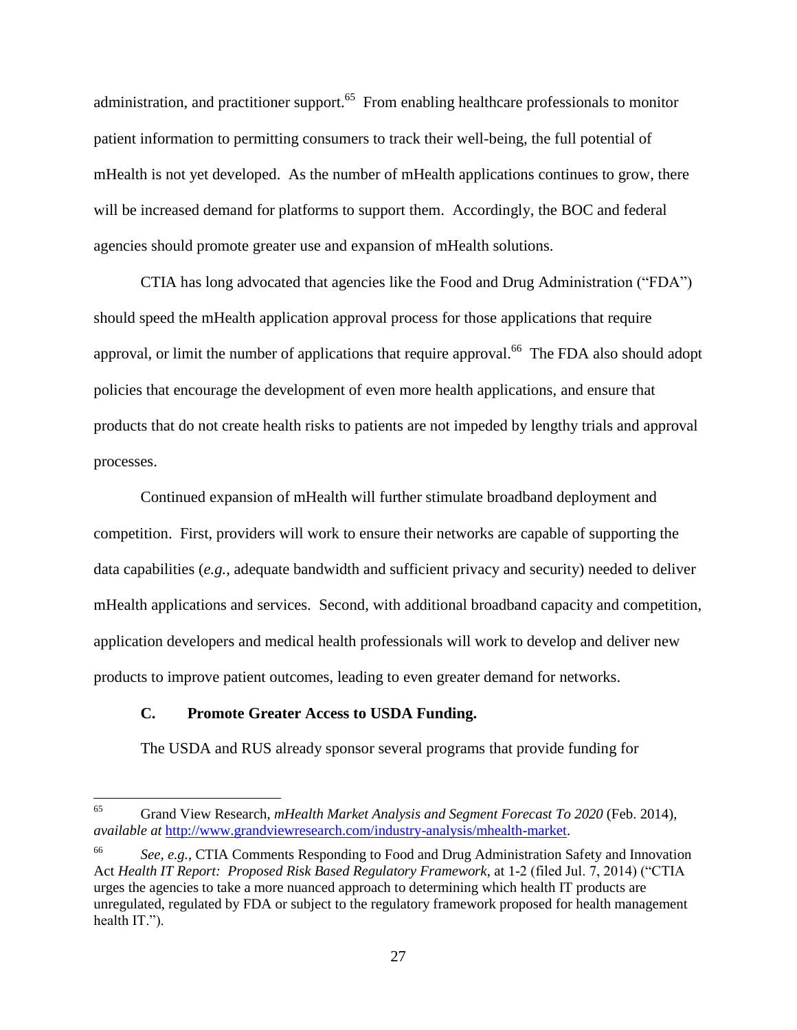administration, and practitioner support.[65] From enabling healthcare professionals to monitor patient information to permitting consumers to track their well-being, the full potential of mHealth is not yet developed. As the number of mHealth applications continues to grow, there will be increased demand for platforms to support them. Accordingly, the BOC and federal agencies should promote greater use and expansion of mHealth solutions.

CTIA has long advocated that agencies like the Food and Drug Administration ("FDA") should speed the mHealth application approval process for those applications that require approval, or limit the number of applications that require approval.[66] The FDA also should adopt policies that encourage the development of even more health applications, and ensure that products that do not create health risks to patients are not impeded by lengthy trials and approval processes.

Continued expansion of mHealth will further stimulate broadband deployment and competition. First, providers will work to ensure their networks are capable of supporting the data capabilities (*e.g.*, adequate bandwidth and sufficient privacy and security) needed to deliver mHealth applications and services. Second, with additional broadband capacity and competition, application developers and medical health professionals will work to develop and deliver new products to improve patient outcomes, leading to even greater demand for networks.

### C. Promote Greater Access to USDA Funding.

The USDA and RUS already sponsor several programs that provide funding for

---

[65] Grand View Research, *mHealth Market Analysis and Segment Forecast To 2020* (Feb. 2014), *available at* http://www.grandviewresearch.com/industry-analysis/mhealth-market.

[66] *See, e.g.*, CTIA Comments Responding to Food and Drug Administration Safety and Innovation Act *Health IT Report: Proposed Risk Based Regulatory Framework*, at 1-2 (filed Jul. 7, 2014) ("CTIA urges the agencies to take a more nuanced approach to determining which health IT products are unregulated, regulated by FDA or subject to the regulatory framework proposed for health management health IT.").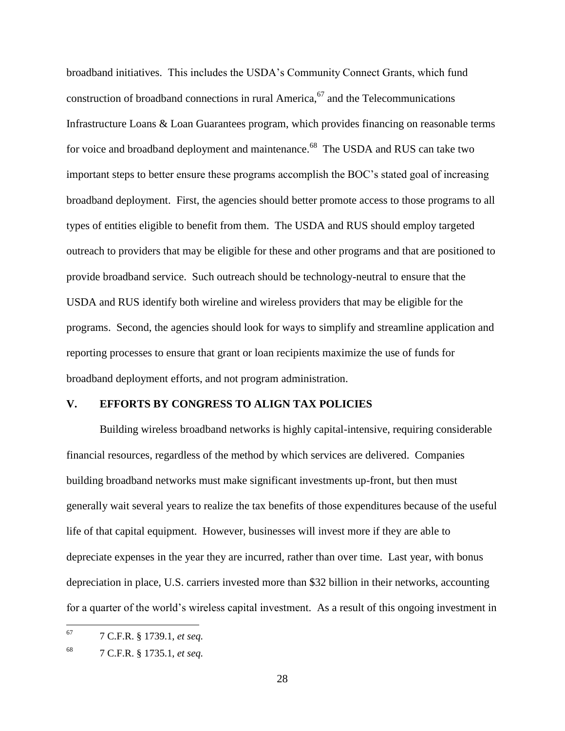broadband initiatives. This includes the USDA's Community Connect Grants, which fund construction of broadband connections in rural America,[67] and the Telecommunications Infrastructure Loans & Loan Guarantees program, which provides financing on reasonable terms for voice and broadband deployment and maintenance.[68] The USDA and RUS can take two important steps to better ensure these programs accomplish the BOC's stated goal of increasing broadband deployment. First, the agencies should better promote access to those programs to all types of entities eligible to benefit from them. The USDA and RUS should employ targeted outreach to providers that may be eligible for these and other programs and that are positioned to provide broadband service. Such outreach should be technology-neutral to ensure that the USDA and RUS identify both wireline and wireless providers that may be eligible for the programs. Second, the agencies should look for ways to simplify and streamline application and reporting processes to ensure that grant or loan recipients maximize the use of funds for broadband deployment efforts, and not program administration.

## V. EFFORTS BY CONGRESS TO ALIGN TAX POLICIES

Building wireless broadband networks is highly capital-intensive, requiring considerable financial resources, regardless of the method by which services are delivered. Companies building broadband networks must make significant investments up-front, but then must generally wait several years to realize the tax benefits of those expenditures because of the useful life of that capital equipment. However, businesses will invest more if they are able to depreciate expenses in the year they are incurred, rather than over time. Last year, with bonus depreciation in place, U.S. carriers invested more than $32 billion in their networks, accounting for a quarter of the world's wireless capital investment. As a result of this ongoing investment in

---

[67] 7 C.F.R. § 1739.1, *et seq.*

[68] 7 C.F.R. § 1735.1, *et seq.*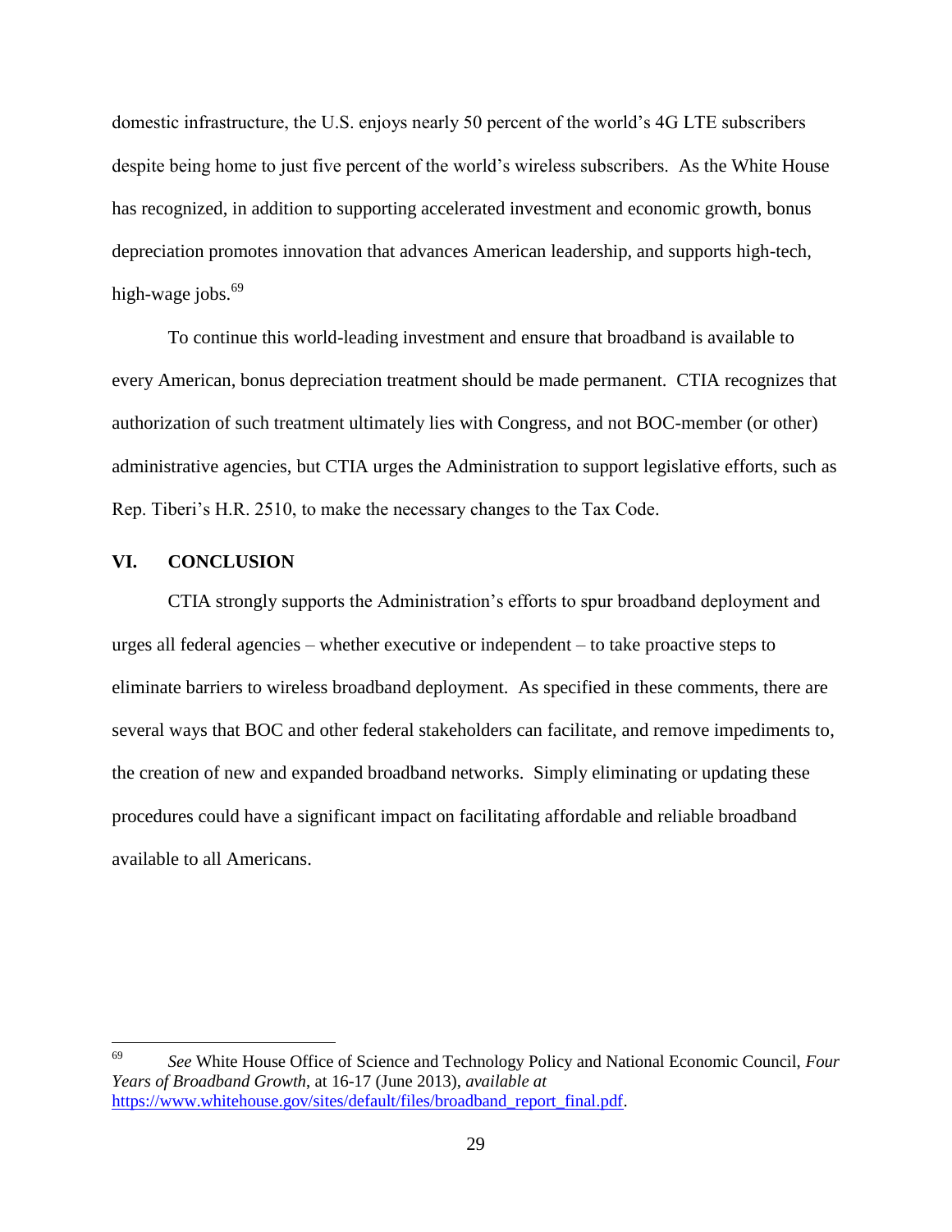domestic infrastructure, the U.S. enjoys nearly 50 percent of the world's 4G LTE subscribers despite being home to just five percent of the world's wireless subscribers. As the White House has recognized, in addition to supporting accelerated investment and economic growth, bonus depreciation promotes innovation that advances American leadership, and supports high-tech, high-wage jobs.[69]

To continue this world-leading investment and ensure that broadband is available to every American, bonus depreciation treatment should be made permanent. CTIA recognizes that authorization of such treatment ultimately lies with Congress, and not BOC-member (or other) administrative agencies, but CTIA urges the Administration to support legislative efforts, such as Rep. Tiberi's H.R. 2510, to make the necessary changes to the Tax Code.

## VI. CONCLUSION

CTIA strongly supports the Administration's efforts to spur broadband deployment and urges all federal agencies – whether executive or independent – to take proactive steps to eliminate barriers to wireless broadband deployment. As specified in these comments, there are several ways that BOC and other federal stakeholders can facilitate, and remove impediments to, the creation of new and expanded broadband networks. Simply eliminating or updating these procedures could have a significant impact on facilitating affordable and reliable broadband available to all Americans.

---

[69] *See* White House Office of Science and Technology Policy and National Economic Council, *Four Years of Broadband Growth*, at 16-17 (June 2013), *available at* https://www.whitehouse.gov/sites/default/files/broadband_report_final.pdf.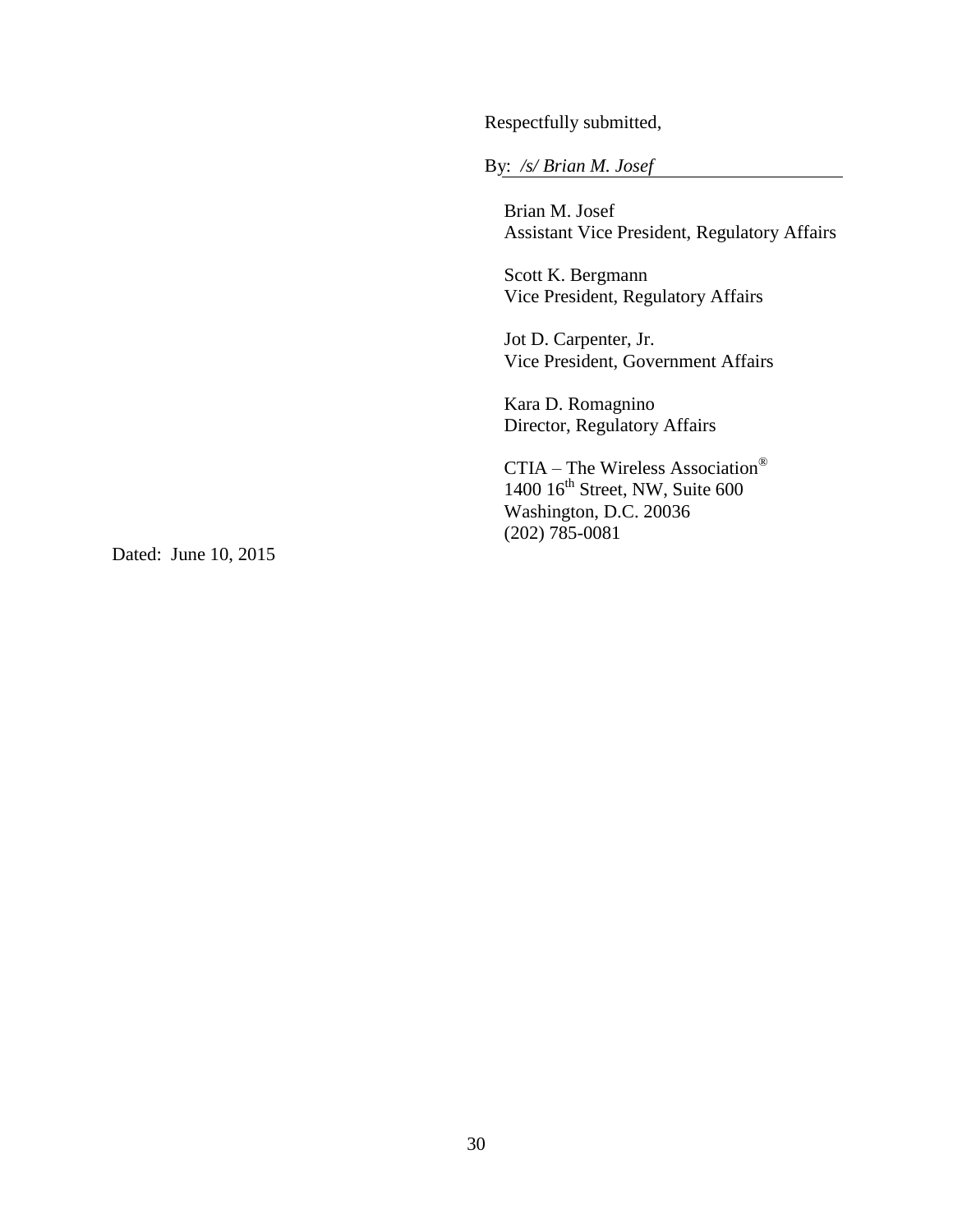Respectfully submitted,

By: */s/ Brian M. Josef*

Brian M. Josef
Assistant Vice President, Regulatory Affairs

Scott K. Bergmann
Vice President, Regulatory Affairs

Jot D. Carpenter, Jr.
Vice President, Government Affairs

Kara D. Romagnino
Director, Regulatory Affairs

CTIA – The Wireless Association®
1400 16th Street, NW, Suite 600
Washington, D.C. 20036
(202) 785-0081

Dated: June 10, 2015